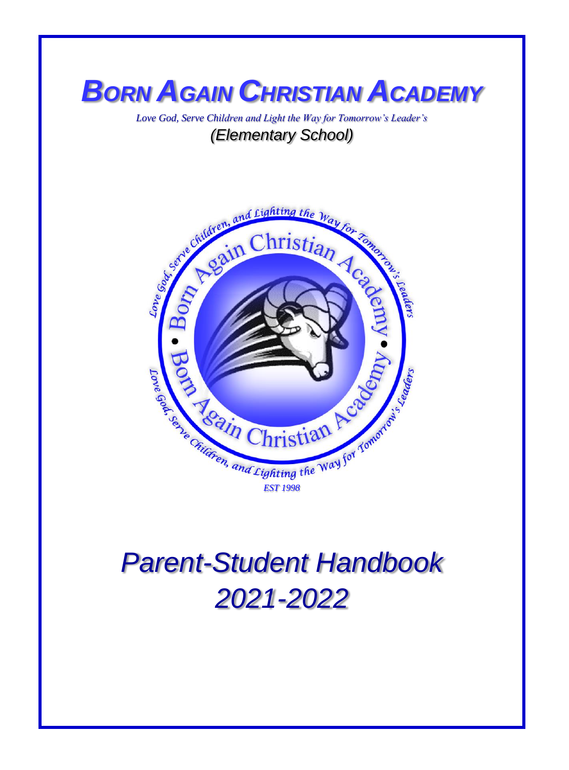# BORN AGAIN CHRISTIAN ACADEMY

*Love God, Serve Children and Light the Way for Tomorrow's Leader's*

*(Elementary School)*

# *Parent-Student Handbook*

# *2021-2022*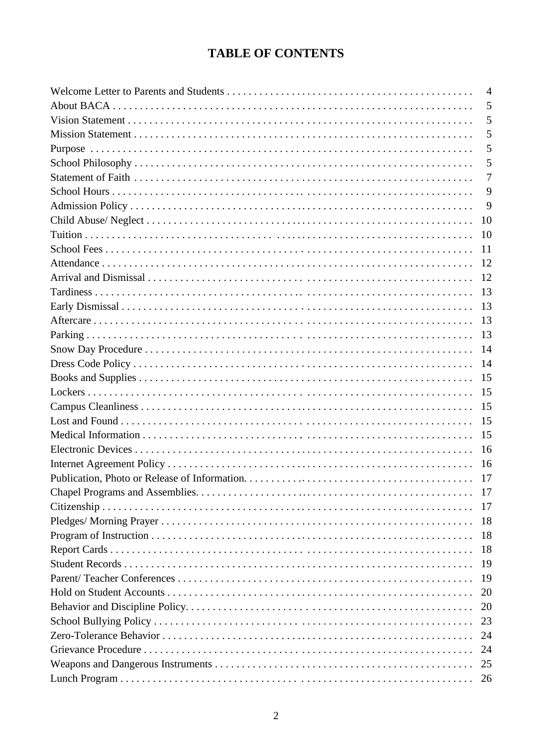# TABLE OF CONTENTS

| | |
|---|---|
| Welcome Letter to Parents and Students | 4 |
| About BACA | 5 |
| Vision Statement | 5 |
| Mission Statement | 5 |
| Purpose | 5 |
| School Philosophy | 5 |
| Statement of Faith | 7 |
| School Hours | 9 |
| Admission Policy | 9 |
| Child Abuse/ Neglect | 10 |
| Tuition | 10 |
| School Fees | 11 |
| Attendance | 12 |
| Arrival and Dismissal | 12 |
| Tardiness | 13 |
| Early Dismissal | 13 |
| Aftercare | 13 |
| Parking | 13 |
| Snow Day Procedure | 14 |
| Dress Code Policy | 14 |
| Books and Supplies | 15 |
| Lockers | 15 |
| Campus Cleanliness | 15 |
| Lost and Found | 15 |
| Medical Information | 15 |
| Electronic Devices | 16 |
| Internet Agreement Policy | 16 |
| Publication, Photo or Release of Information | 17 |
| Chapel Programs and Assemblies | 17 |
| Citizenship | 17 |
| Pledges/ Morning Prayer | 18 |
| Program of Instruction | 18 |
| Report Cards | 18 |
| Student Records | 19 |
| Parent/ Teacher Conferences | 19 |
| Hold on Student Accounts | 20 |
| Behavior and Discipline Policy | 20 |
| School Bullying Policy | 23 |
| Zero-Tolerance Behavior | 24 |
| Grievance Procedure | 24 |
| Weapons and Dangerous Instruments | 25 |
| Lunch Program | 26 |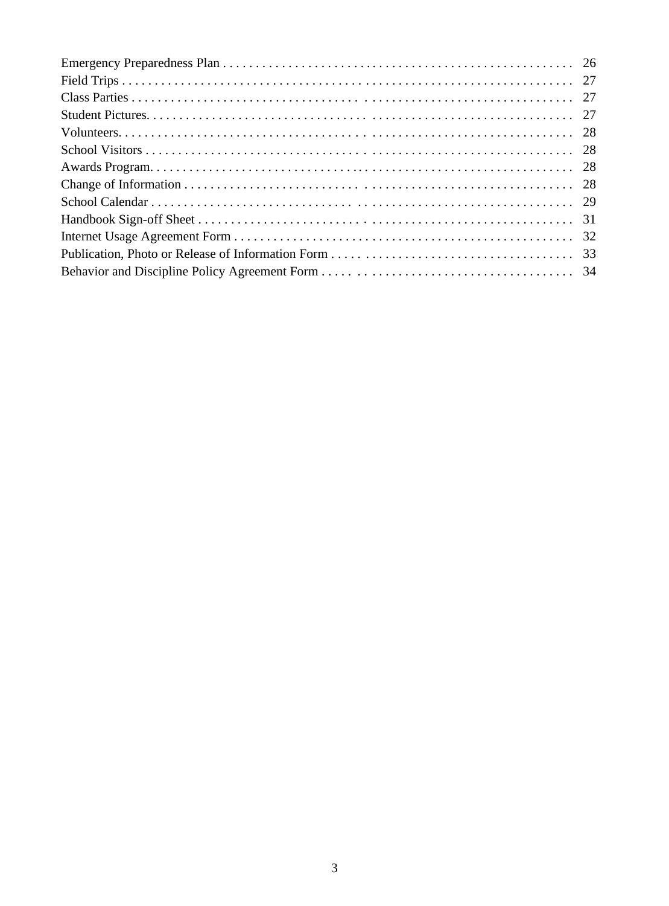Emergency Preparedness Plan . . . . . . . . . . . . . . . . . . . . . . . . . . . . . . . . . . . . . . . . . . . . . . . . . . . . . 26
Field Trips . . . . . . . . . . . . . . . . . . . . . . . . . . . . . . . . . . . . . . . . . . . . . . . . . . . . . . . . . . . . . . . . . . . 27
Class Parties . . . . . . . . . . . . . . . . . . . . . . . . . . . . . . . . . . . . . . . . . . . . . . . . . . . . . . . . . . . . . . . . . 27
Student Pictures. . . . . . . . . . . . . . . . . . . . . . . . . . . . . . . . . . . . . . . . . . . . . . . . . . . . . . . . . . . . . . . 27
Volunteers. . . . . . . . . . . . . . . . . . . . . . . . . . . . . . . . . . . . . . . . . . . . . . . . . . . . . . . . . . . . . . . . . . . 28
School Visitors . . . . . . . . . . . . . . . . . . . . . . . . . . . . . . . . . . . . . . . . . . . . . . . . . . . . . . . . . . . . . . . . 28
Awards Program. . . . . . . . . . . . . . . . . . . . . . . . . . . . . . . . . . . . . . . . . . . . . . . . . . . . . . . . . . . . . . . 28
Change of Information . . . . . . . . . . . . . . . . . . . . . . . . . . . . . . . . . . . . . . . . . . . . . . . . . . . . . . . . . . 28
School Calendar . . . . . . . . . . . . . . . . . . . . . . . . . . . . . . . . . . . . . . . . . . . . . . . . . . . . . . . . . . . . . . 29
Handbook Sign-off Sheet . . . . . . . . . . . . . . . . . . . . . . . . . . . . . . . . . . . . . . . . . . . . . . . . . . . . . . . . 31
Internet Usage Agreement Form . . . . . . . . . . . . . . . . . . . . . . . . . . . . . . . . . . . . . . . . . . . . . . . . . . . 32
Publication, Photo or Release of Information Form . . . . . . . . . . . . . . . . . . . . . . . . . . . . . . . . . . . 33
Behavior and Discipline Policy Agreement Form . . . . . . . . . . . . . . . . . . . . . . . . . . . . . . . . . . . . 34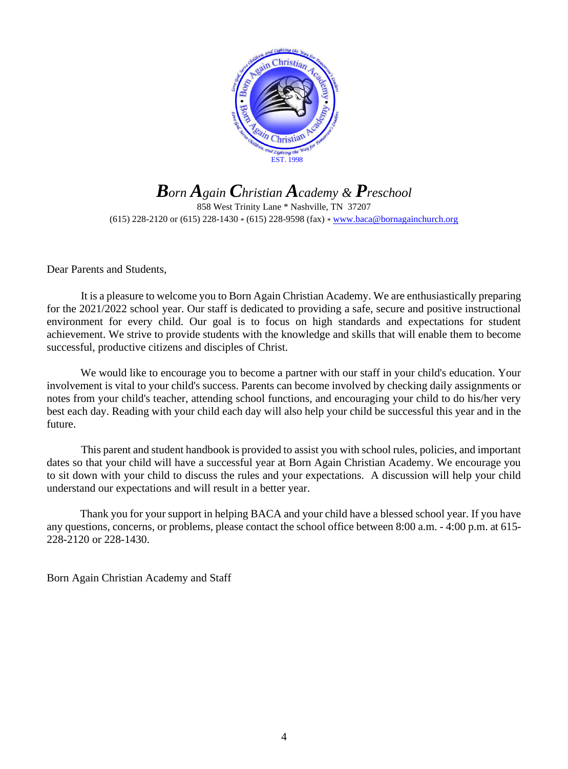# *Born Again Christian Academy & Preschool*

858 West Trinity Lane * Nashville, TN 37207
(615) 228-2120 or (615) 228-1430 * (615) 228-9598 (fax) * www.baca@bornagainchurch.org

Dear Parents and Students,

It is a pleasure to welcome you to Born Again Christian Academy. We are enthusiastically preparing for the 2021/2022 school year. Our staff is dedicated to providing a safe, secure and positive instructional environment for every child. Our goal is to focus on high standards and expectations for student achievement. We strive to provide students with the knowledge and skills that will enable them to become successful, productive citizens and disciples of Christ.

We would like to encourage you to become a partner with our staff in your child's education. Your involvement is vital to your child's success. Parents can become involved by checking daily assignments or notes from your child's teacher, attending school functions, and encouraging your child to do his/her very best each day. Reading with your child each day will also help your child be successful this year and in the future.

This parent and student handbook is provided to assist you with school rules, policies, and important dates so that your child will have a successful year at Born Again Christian Academy. We encourage you to sit down with your child to discuss the rules and your expectations. A discussion will help your child understand our expectations and will result in a better year.

Thank you for your support in helping BACA and your child have a blessed school year. If you have any questions, concerns, or problems, please contact the school office between 8:00 a.m. - 4:00 p.m. at 615-228-2120 or 228-1430.

Born Again Christian Academy and Staff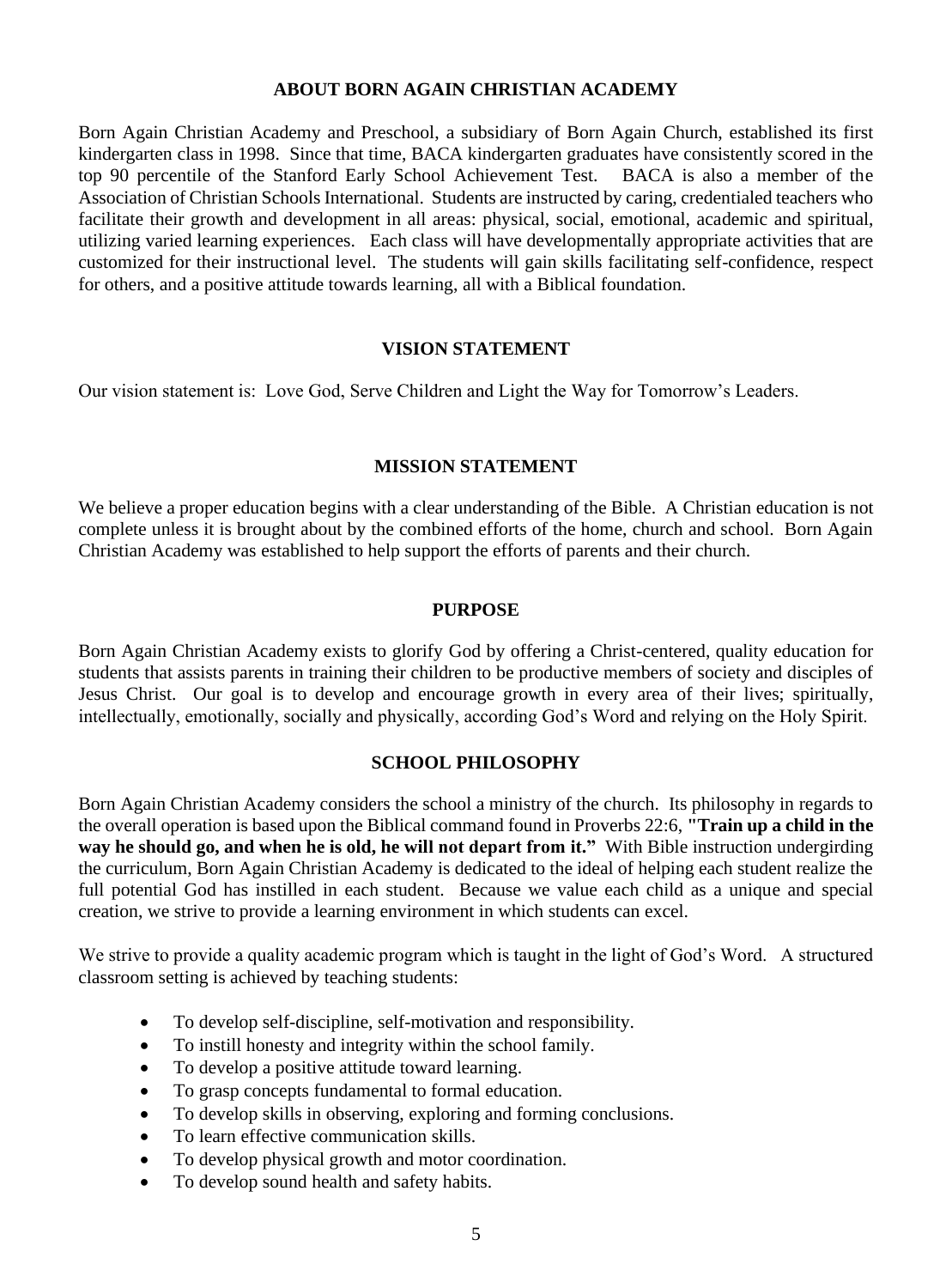## ABOUT BORN AGAIN CHRISTIAN ACADEMY

Born Again Christian Academy and Preschool, a subsidiary of Born Again Church, established its first kindergarten class in 1998. Since that time, BACA kindergarten graduates have consistently scored in the top 90 percentile of the Stanford Early School Achievement Test. BACA is also a member of the Association of Christian Schools International. Students are instructed by caring, credentialed teachers who facilitate their growth and development in all areas: physical, social, emotional, academic and spiritual, utilizing varied learning experiences. Each class will have developmentally appropriate activities that are customized for their instructional level. The students will gain skills facilitating self-confidence, respect for others, and a positive attitude towards learning, all with a Biblical foundation.

## VISION STATEMENT

Our vision statement is: Love God, Serve Children and Light the Way for Tomorrow's Leaders.

## MISSION STATEMENT

We believe a proper education begins with a clear understanding of the Bible. A Christian education is not complete unless it is brought about by the combined efforts of the home, church and school. Born Again Christian Academy was established to help support the efforts of parents and their church.

## PURPOSE

Born Again Christian Academy exists to glorify God by offering a Christ-centered, quality education for students that assists parents in training their children to be productive members of society and disciples of Jesus Christ. Our goal is to develop and encourage growth in every area of their lives; spiritually, intellectually, emotionally, socially and physically, according God's Word and relying on the Holy Spirit.

## SCHOOL PHILOSOPHY

Born Again Christian Academy considers the school a ministry of the church. Its philosophy in regards to the overall operation is based upon the Biblical command found in Proverbs 22:6, **"Train up a child in the way he should go, and when he is old, he will not depart from it."** With Bible instruction undergirding the curriculum, Born Again Christian Academy is dedicated to the ideal of helping each student realize the full potential God has instilled in each student. Because we value each child as a unique and special creation, we strive to provide a learning environment in which students can excel.

We strive to provide a quality academic program which is taught in the light of God's Word. A structured classroom setting is achieved by teaching students:

- To develop self-discipline, self-motivation and responsibility.
- To instill honesty and integrity within the school family.
- To develop a positive attitude toward learning.
- To grasp concepts fundamental to formal education.
- To develop skills in observing, exploring and forming conclusions.
- To learn effective communication skills.
- To develop physical growth and motor coordination.
- To develop sound health and safety habits.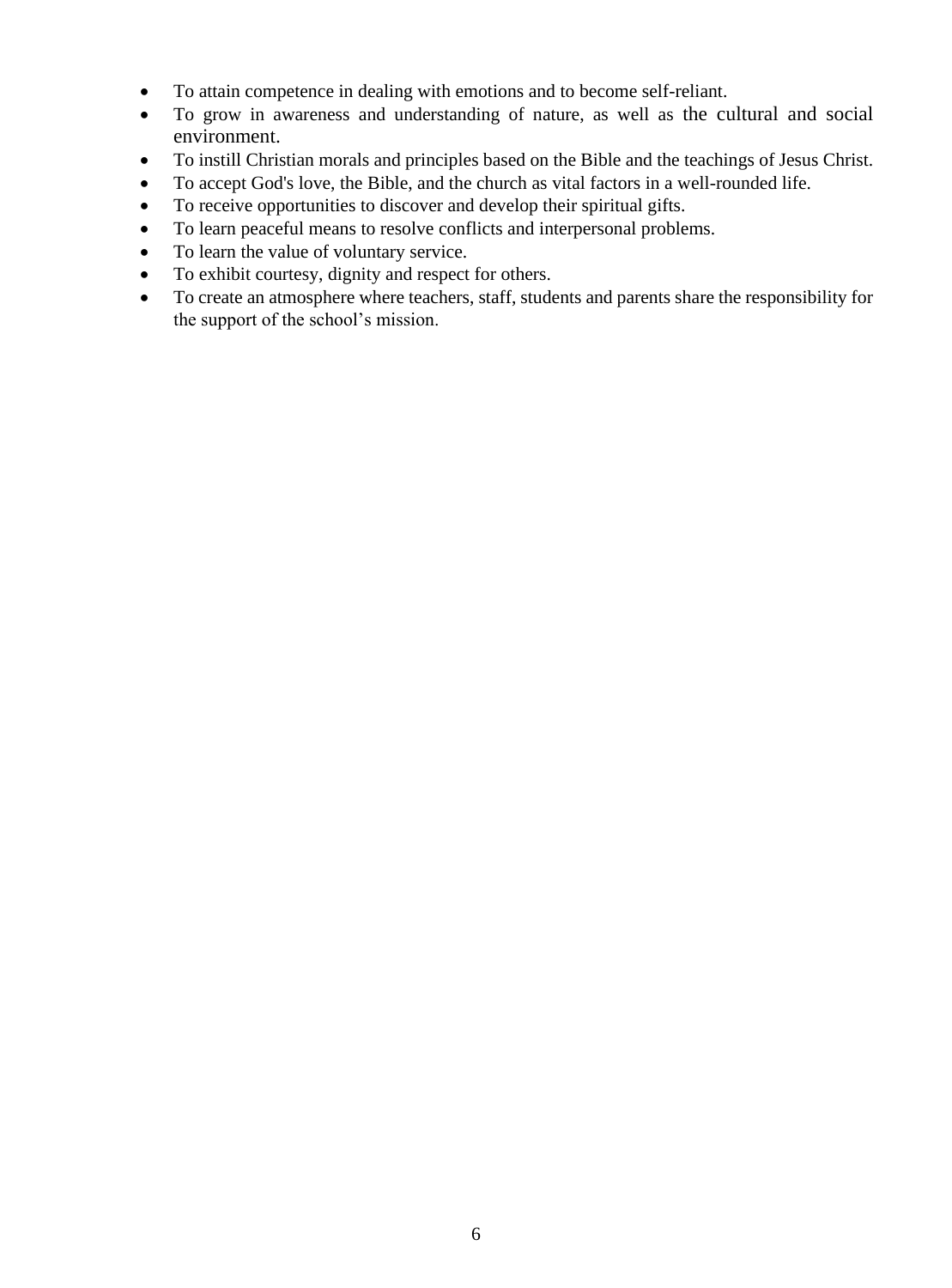- To attain competence in dealing with emotions and to become self-reliant.
- To grow in awareness and understanding of nature, as well as the cultural and social environment.
- To instill Christian morals and principles based on the Bible and the teachings of Jesus Christ.
- To accept God's love, the Bible, and the church as vital factors in a well-rounded life.
- To receive opportunities to discover and develop their spiritual gifts.
- To learn peaceful means to resolve conflicts and interpersonal problems.
- To learn the value of voluntary service.
- To exhibit courtesy, dignity and respect for others.
- To create an atmosphere where teachers, staff, students and parents share the responsibility for the support of the school's mission.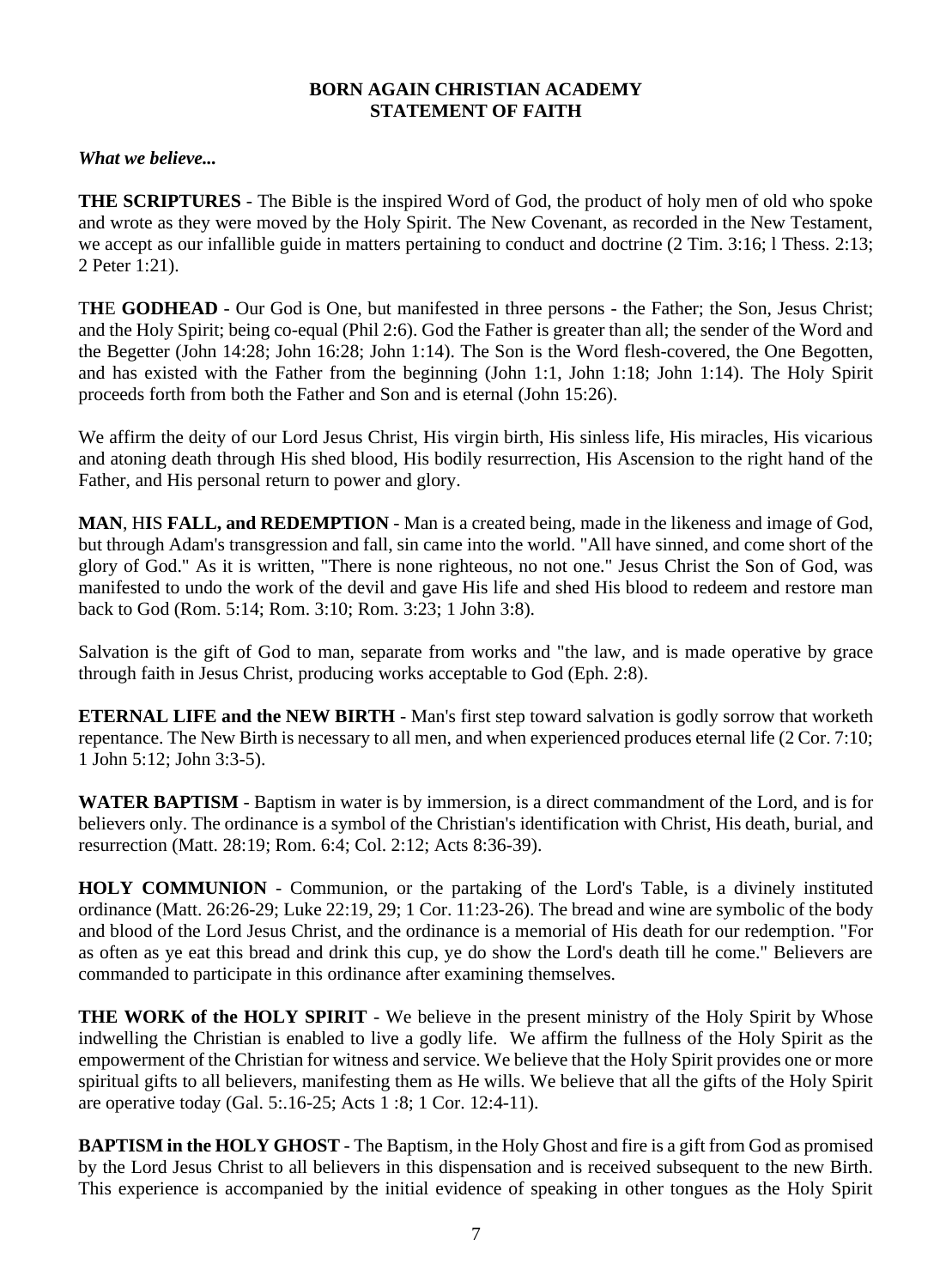**BORN AGAIN CHRISTIAN ACADEMY**
**STATEMENT OF FAITH**

***What we believe...***

**THE SCRIPTURES** - The Bible is the inspired Word of God, the product of holy men of old who spoke and wrote as they were moved by the Holy Spirit. The New Covenant, as recorded in the New Testament, we accept as our infallible guide in matters pertaining to conduct and doctrine (2 Tim. 3:16; l Thess. 2:13; 2 Peter 1:21).

T**HE GODHEAD** - Our God is One, but manifested in three persons - the Father; the Son, Jesus Christ; and the Holy Spirit; being co-equal (Phil 2:6). God the Father is greater than all; the sender of the Word and the Begetter (John 14:28; John 16:28; John 1:14). The Son is the Word flesh-covered, the One Begotten, and has existed with the Father from the beginning (John 1:1, John 1:18; John 1:14). The Holy Spirit proceeds forth from both the Father and Son and is eternal (John 15:26).

We affirm the deity of our Lord Jesus Christ, His virgin birth, His sinless life, His miracles, His vicarious and atoning death through His shed blood, His bodily resurrection, His Ascension to the right hand of the Father, and His personal return to power and glory.

**MAN**, H**IS FALL, and REDEMPTION** - Man is a created being, made in the likeness and image of God, but through Adam's transgression and fall, sin came into the world. "All have sinned, and come short of the glory of God." As it is written, "There is none righteous, no not one." Jesus Christ the Son of God, was manifested to undo the work of the devil and gave His life and shed His blood to redeem and restore man back to God (Rom. 5:14; Rom. 3:10; Rom. 3:23; 1 John 3:8).

Salvation is the gift of God to man, separate from works and "the law, and is made operative by grace through faith in Jesus Christ, producing works acceptable to God (Eph. 2:8).

**ETERNAL LIFE and the NEW BIRTH** - Man's first step toward salvation is godly sorrow that worketh repentance. The New Birth is necessary to all men, and when experienced produces eternal life (2 Cor. 7:10; 1 John 5:12; John 3:3-5).

**WATER BAPTISM** - Baptism in water is by immersion, is a direct commandment of the Lord, and is for believers only. The ordinance is a symbol of the Christian's identification with Christ, His death, burial, and resurrection (Matt. 28:19; Rom. 6:4; Col. 2:12; Acts 8:36-39).

**HOLY COMMUNION** - Communion, or the partaking of the Lord's Table, is a divinely instituted ordinance (Matt. 26:26-29; Luke 22:19, 29; 1 Cor. 11:23-26). The bread and wine are symbolic of the body and blood of the Lord Jesus Christ, and the ordinance is a memorial of His death for our redemption. "For as often as ye eat this bread and drink this cup, ye do show the Lord's death till he come." Believers are commanded to participate in this ordinance after examining themselves.

**THE WORK of the HOLY SPIRIT** - We believe in the present ministry of the Holy Spirit by Whose indwelling the Christian is enabled to live a godly life. We affirm the fullness of the Holy Spirit as the empowerment of the Christian for witness and service. We believe that the Holy Spirit provides one or more spiritual gifts to all believers, manifesting them as He wills. We believe that all the gifts of the Holy Spirit are operative today (Gal. 5:.16-25; Acts 1 :8; 1 Cor. 12:4-11).

**BAPTISM in the HOLY GHOST** - The Baptism, in the Holy Ghost and fire is a gift from God as promised by the Lord Jesus Christ to all believers in this dispensation and is received subsequent to the new Birth. This experience is accompanied by the initial evidence of speaking in other tongues as the Holy Spirit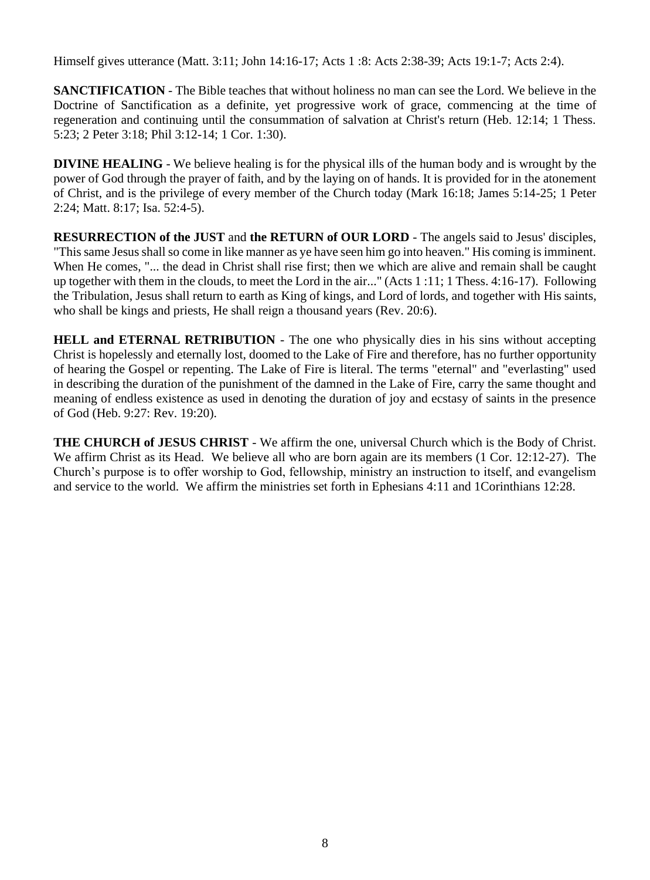Himself gives utterance (Matt. 3:11; John 14:16-17; Acts 1 :8: Acts 2:38-39; Acts 19:1-7; Acts 2:4).

**SANCTIFICATION** - The Bible teaches that without holiness no man can see the Lord. We believe in the Doctrine of Sanctification as a definite, yet progressive work of grace, commencing at the time of regeneration and continuing until the consummation of salvation at Christ's return (Heb. 12:14; 1 Thess. 5:23; 2 Peter 3:18; Phil 3:12-14; 1 Cor. 1:30).

**DIVINE HEALING** - We believe healing is for the physical ills of the human body and is wrought by the power of God through the prayer of faith, and by the laying on of hands. It is provided for in the atonement of Christ, and is the privilege of every member of the Church today (Mark 16:18; James 5:14-25; 1 Peter 2:24; Matt. 8:17; Isa. 52:4-5).

**RESURRECTION of the JUST** and **the RETURN of OUR LORD** - The angels said to Jesus' disciples, "This same Jesus shall so come in like manner as ye have seen him go into heaven." His coming is imminent. When He comes, "... the dead in Christ shall rise first; then we which are alive and remain shall be caught up together with them in the clouds, to meet the Lord in the air..." (Acts 1 :11; 1 Thess. 4:16-17). Following the Tribulation, Jesus shall return to earth as King of kings, and Lord of lords, and together with His saints, who shall be kings and priests, He shall reign a thousand years (Rev. 20:6).

**HELL and ETERNAL RETRIBUTION** - The one who physically dies in his sins without accepting Christ is hopelessly and eternally lost, doomed to the Lake of Fire and therefore, has no further opportunity of hearing the Gospel or repenting. The Lake of Fire is literal. The terms "eternal" and "everlasting" used in describing the duration of the punishment of the damned in the Lake of Fire, carry the same thought and meaning of endless existence as used in denoting the duration of joy and ecstasy of saints in the presence of God (Heb. 9:27: Rev. 19:20).

**THE CHURCH of JESUS CHRIST** - We affirm the one, universal Church which is the Body of Christ. We affirm Christ as its Head. We believe all who are born again are its members (1 Cor. 12:12-27). The Church's purpose is to offer worship to God, fellowship, ministry an instruction to itself, and evangelism and service to the world. We affirm the ministries set forth in Ephesians 4:11 and 1Corinthians 12:28.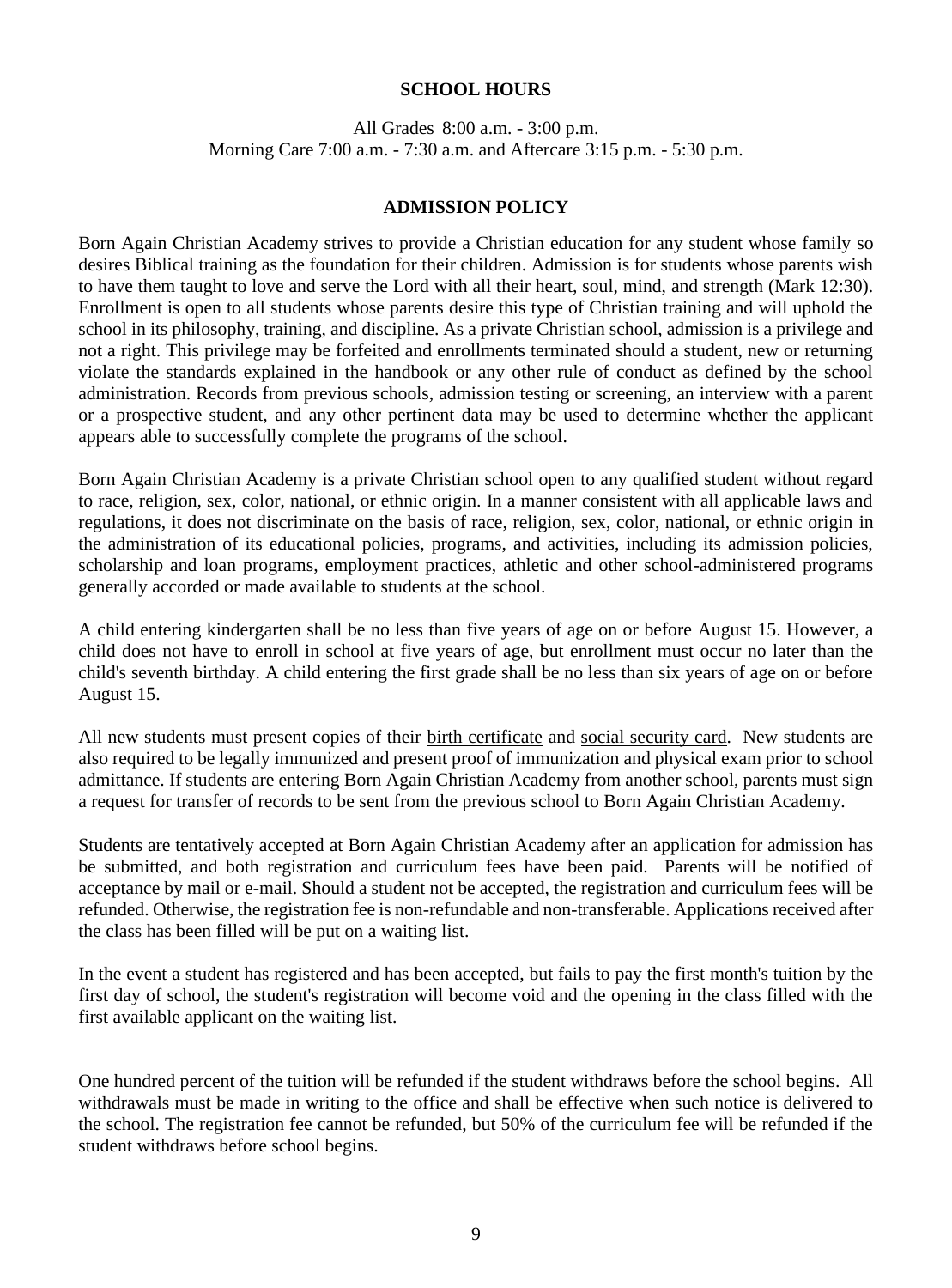## SCHOOL HOURS

All Grades 8:00 a.m. - 3:00 p.m.
Morning Care 7:00 a.m. - 7:30 a.m. and Aftercare 3:15 p.m. - 5:30 p.m.

## ADMISSION POLICY

Born Again Christian Academy strives to provide a Christian education for any student whose family so desires Biblical training as the foundation for their children. Admission is for students whose parents wish to have them taught to love and serve the Lord with all their heart, soul, mind, and strength (Mark 12:30). Enrollment is open to all students whose parents desire this type of Christian training and will uphold the school in its philosophy, training, and discipline. As a private Christian school, admission is a privilege and not a right. This privilege may be forfeited and enrollments terminated should a student, new or returning violate the standards explained in the handbook or any other rule of conduct as defined by the school administration. Records from previous schools, admission testing or screening, an interview with a parent or a prospective student, and any other pertinent data may be used to determine whether the applicant appears able to successfully complete the programs of the school.

Born Again Christian Academy is a private Christian school open to any qualified student without regard to race, religion, sex, color, national, or ethnic origin. In a manner consistent with all applicable laws and regulations, it does not discriminate on the basis of race, religion, sex, color, national, or ethnic origin in the administration of its educational policies, programs, and activities, including its admission policies, scholarship and loan programs, employment practices, athletic and other school-administered programs generally accorded or made available to students at the school.

A child entering kindergarten shall be no less than five years of age on or before August 15. However, a child does not have to enroll in school at five years of age, but enrollment must occur no later than the child's seventh birthday. A child entering the first grade shall be no less than six years of age on or before August 15.

All new students must present copies of their birth certificate and social security card. New students are also required to be legally immunized and present proof of immunization and physical exam prior to school admittance. If students are entering Born Again Christian Academy from another school, parents must sign a request for transfer of records to be sent from the previous school to Born Again Christian Academy.

Students are tentatively accepted at Born Again Christian Academy after an application for admission has be submitted, and both registration and curriculum fees have been paid. Parents will be notified of acceptance by mail or e-mail. Should a student not be accepted, the registration and curriculum fees will be refunded. Otherwise, the registration fee is non-refundable and non-transferable. Applications received after the class has been filled will be put on a waiting list.

In the event a student has registered and has been accepted, but fails to pay the first month's tuition by the first day of school, the student's registration will become void and the opening in the class filled with the first available applicant on the waiting list.

One hundred percent of the tuition will be refunded if the student withdraws before the school begins. All withdrawals must be made in writing to the office and shall be effective when such notice is delivered to the school. The registration fee cannot be refunded, but 50% of the curriculum fee will be refunded if the student withdraws before school begins.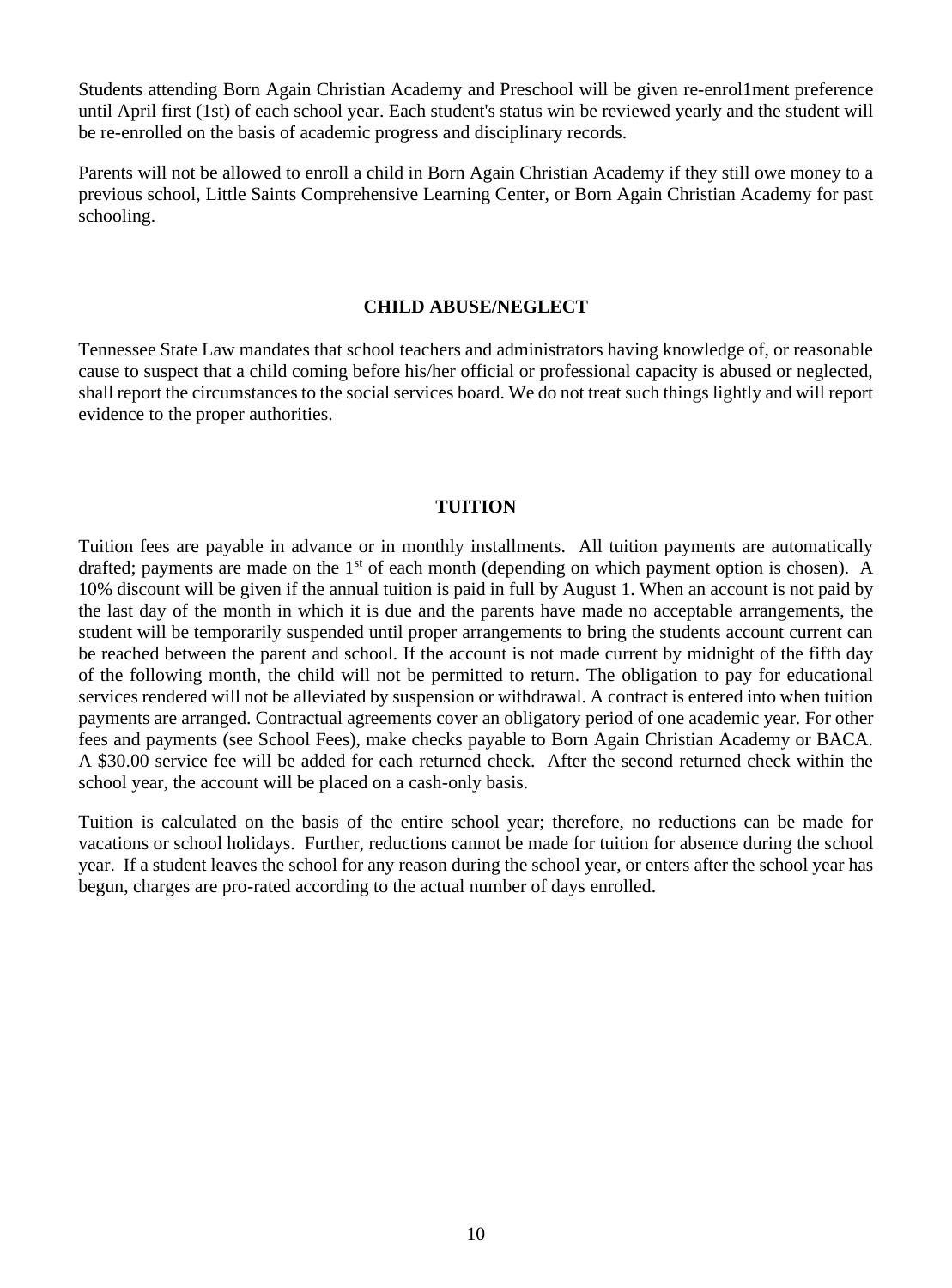Students attending Born Again Christian Academy and Preschool will be given re-enrol1ment preference until April first (1st) of each school year. Each student's status win be reviewed yearly and the student will be re-enrolled on the basis of academic progress and disciplinary records.

Parents will not be allowed to enroll a child in Born Again Christian Academy if they still owe money to a previous school, Little Saints Comprehensive Learning Center, or Born Again Christian Academy for past schooling.

## CHILD ABUSE/NEGLECT

Tennessee State Law mandates that school teachers and administrators having knowledge of, or reasonable cause to suspect that a child coming before his/her official or professional capacity is abused or neglected, shall report the circumstances to the social services board. We do not treat such things lightly and will report evidence to the proper authorities.

## TUITION

Tuition fees are payable in advance or in monthly installments. All tuition payments are automatically drafted; payments are made on the 1st of each month (depending on which payment option is chosen). A 10% discount will be given if the annual tuition is paid in full by August 1. When an account is not paid by the last day of the month in which it is due and the parents have made no acceptable arrangements, the student will be temporarily suspended until proper arrangements to bring the students account current can be reached between the parent and school. If the account is not made current by midnight of the fifth day of the following month, the child will not be permitted to return. The obligation to pay for educational services rendered will not be alleviated by suspension or withdrawal. A contract is entered into when tuition payments are arranged. Contractual agreements cover an obligatory period of one academic year. For other fees and payments (see School Fees), make checks payable to Born Again Christian Academy or BACA. A $30.00 service fee will be added for each returned check. After the second returned check within the school year, the account will be placed on a cash-only basis.

Tuition is calculated on the basis of the entire school year; therefore, no reductions can be made for vacations or school holidays. Further, reductions cannot be made for tuition for absence during the school year. If a student leaves the school for any reason during the school year, or enters after the school year has begun, charges are pro-rated according to the actual number of days enrolled.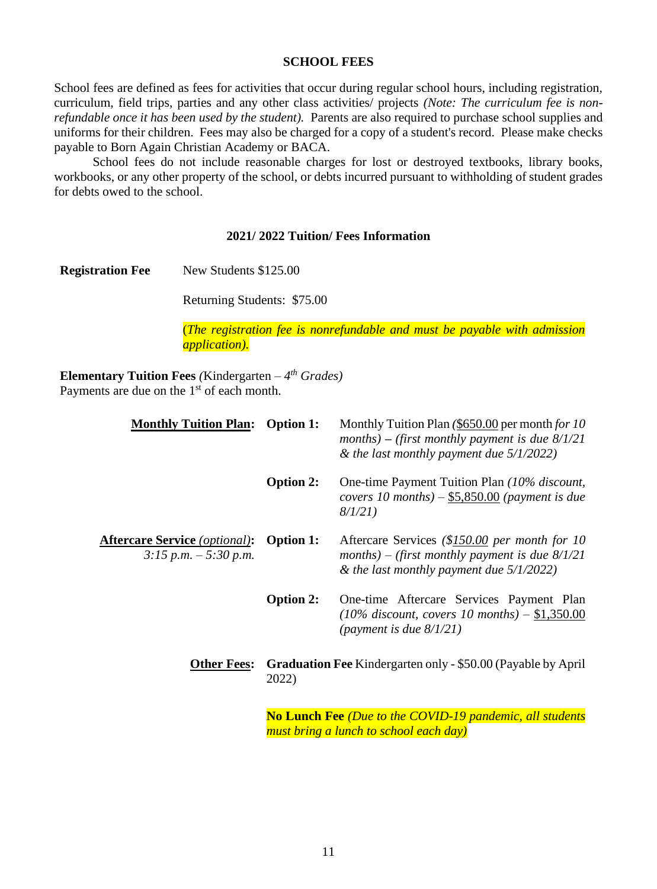## SCHOOL FEES

School fees are defined as fees for activities that occur during regular school hours, including registration, curriculum, field trips, parties and any other class activities/ projects *(Note: The curriculum fee is non-refundable once it has been used by the student).* Parents are also required to purchase school supplies and uniforms for their children. Fees may also be charged for a copy of a student's record. Please make checks payable to Born Again Christian Academy or BACA.

School fees do not include reasonable charges for lost or destroyed textbooks, library books, workbooks, or any other property of the school, or debts incurred pursuant to withholding of student grades for debts owed to the school.

## 2021/ 2022 Tuition/ Fees Information

**Registration Fee** New Students $125.00

Returning Students: $75.00

(*The registration fee is nonrefundable and must be payable with admission application).*

**Elementary Tuition Fees** *(*Kindergarten – *4th Grades)*
Payments are due on the 1st of each month.

| | | |
|---|---|---|
| **Monthly Tuition Plan:** | **Option 1:** | Monthly Tuition Plan *(*$650.00 per month *for 10 months) – (first monthly payment is due 8/1/21 & the last monthly payment due 5/1/2022)* |
| | **Option 2:** | One-time Payment Tuition Plan *(10% discount, covers 10 months)* – $5,850.00 *(payment is due 8/1/21)* |
| **Aftercare Service** *(optional)*: *3:15 p.m. – 5:30 p.m.* | **Option 1:** | Aftercare Services *($150.00 per month for 10 months) – (first monthly payment is due 8/1/21 & the last monthly payment due 5/1/2022)* |
| | **Option 2:** | One-time Aftercare Services Payment Plan *(10% discount, covers 10 months)* – $1,350.00 *(payment is due 8/1/21)* |
| **Other Fees:** | **Graduation Fee** Kindergarten only - $50.00 (Payable by April 2022) | |
| | **No Lunch Fee** *(Due to the COVID-19 pandemic, all students must bring a lunch to school each day)* | |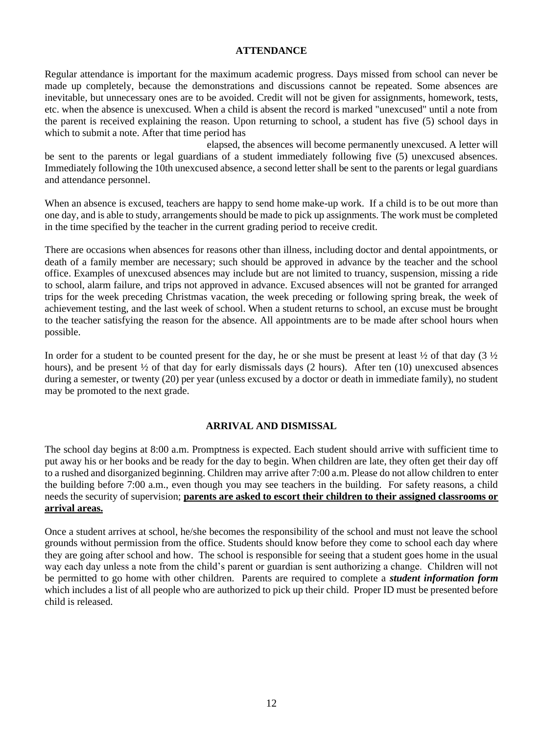## ATTENDANCE

Regular attendance is important for the maximum academic progress. Days missed from school can never be made up completely, because the demonstrations and discussions cannot be repeated. Some absences are inevitable, but unnecessary ones are to be avoided. Credit will not be given for assignments, homework, tests, etc. when the absence is unexcused. When a child is absent the record is marked "unexcused" until a note from the parent is received explaining the reason. Upon returning to school, a student has five (5) school days in which to submit a note. After that time period has elapsed, the absences will become permanently unexcused. A letter will be sent to the parents or legal guardians of a student immediately following five (5) unexcused absences. Immediately following the 10th unexcused absence, a second letter shall be sent to the parents or legal guardians and attendance personnel.

When an absence is excused, teachers are happy to send home make-up work. If a child is to be out more than one day, and is able to study, arrangements should be made to pick up assignments. The work must be completed in the time specified by the teacher in the current grading period to receive credit.

There are occasions when absences for reasons other than illness, including doctor and dental appointments, or death of a family member are necessary; such should be approved in advance by the teacher and the school office. Examples of unexcused absences may include but are not limited to truancy, suspension, missing a ride to school, alarm failure, and trips not approved in advance. Excused absences will not be granted for arranged trips for the week preceding Christmas vacation, the week preceding or following spring break, the week of achievement testing, and the last week of school. When a student returns to school, an excuse must be brought to the teacher satisfying the reason for the absence. All appointments are to be made after school hours when possible.

In order for a student to be counted present for the day, he or she must be present at least ½ of that day (3 ½ hours), and be present ½ of that day for early dismissals days (2 hours). After ten (10) unexcused absences during a semester, or twenty (20) per year (unless excused by a doctor or death in immediate family), no student may be promoted to the next grade.

## ARRIVAL AND DISMISSAL

The school day begins at 8:00 a.m. Promptness is expected. Each student should arrive with sufficient time to put away his or her books and be ready for the day to begin. When children are late, they often get their day off to a rushed and disorganized beginning. Children may arrive after 7:00 a.m. Please do not allow children to enter the building before 7:00 a.m., even though you may see teachers in the building. For safety reasons, a child needs the security of supervision; **parents are asked to escort their children to their assigned classrooms or arrival areas.**

Once a student arrives at school, he/she becomes the responsibility of the school and must not leave the school grounds without permission from the office. Students should know before they come to school each day where they are going after school and how. The school is responsible for seeing that a student goes home in the usual way each day unless a note from the child's parent or guardian is sent authorizing a change. Children will not be permitted to go home with other children. Parents are required to complete a ***student information form*** which includes a list of all people who are authorized to pick up their child. Proper ID must be presented before child is released.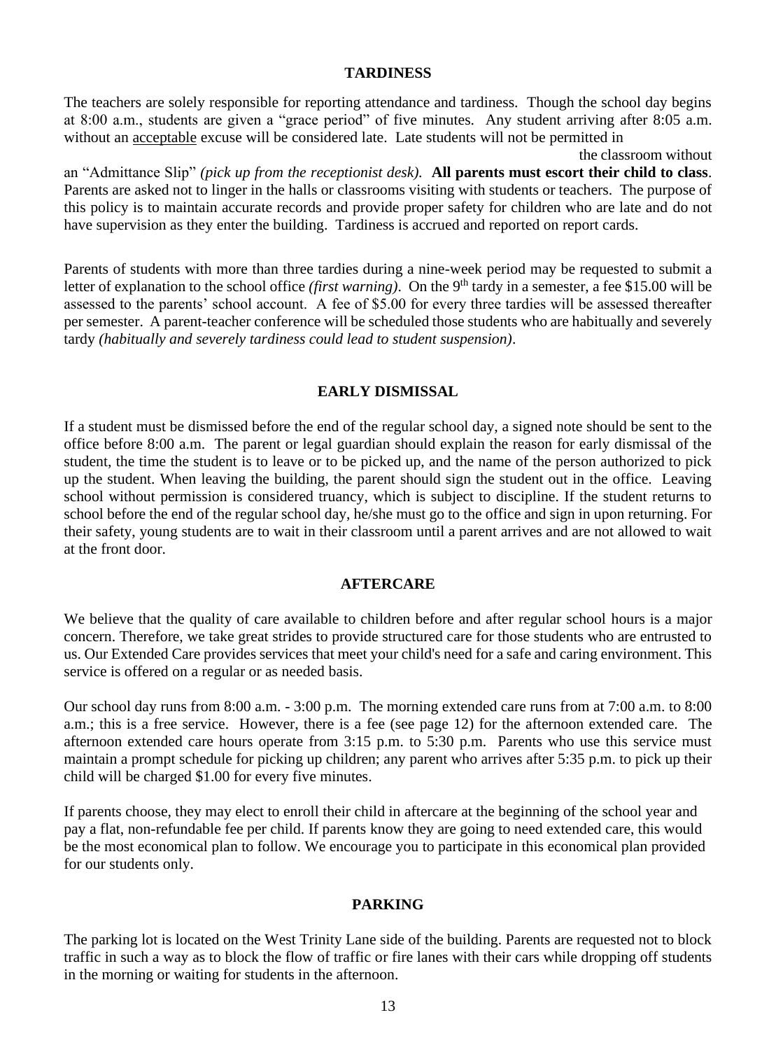## TARDINESS

The teachers are solely responsible for reporting attendance and tardiness. Though the school day begins at 8:00 a.m., students are given a "grace period" of five minutes. Any student arriving after 8:05 a.m. without an acceptable excuse will be considered late. Late students will not be permitted in the classroom without an "Admittance Slip" *(pick up from the receptionist desk).* **All parents must escort their child to class**. Parents are asked not to linger in the halls or classrooms visiting with students or teachers. The purpose of this policy is to maintain accurate records and provide proper safety for children who are late and do not have supervision as they enter the building. Tardiness is accrued and reported on report cards.

Parents of students with more than three tardies during a nine-week period may be requested to submit a letter of explanation to the school office *(first warning)*. On the 9th tardy in a semester, a fee $15.00 will be assessed to the parents' school account. A fee of $5.00 for every three tardies will be assessed thereafter per semester. A parent-teacher conference will be scheduled those students who are habitually and severely tardy *(habitually and severely tardiness could lead to student suspension)*.

## EARLY DISMISSAL

If a student must be dismissed before the end of the regular school day, a signed note should be sent to the office before 8:00 a.m. The parent or legal guardian should explain the reason for early dismissal of the student, the time the student is to leave or to be picked up, and the name of the person authorized to pick up the student. When leaving the building, the parent should sign the student out in the office. Leaving school without permission is considered truancy, which is subject to discipline. If the student returns to school before the end of the regular school day, he/she must go to the office and sign in upon returning. For their safety, young students are to wait in their classroom until a parent arrives and are not allowed to wait at the front door.

## AFTERCARE

We believe that the quality of care available to children before and after regular school hours is a major concern. Therefore, we take great strides to provide structured care for those students who are entrusted to us. Our Extended Care provides services that meet your child's need for a safe and caring environment. This service is offered on a regular or as needed basis.

Our school day runs from 8:00 a.m. - 3:00 p.m. The morning extended care runs from at 7:00 a.m. to 8:00 a.m.; this is a free service. However, there is a fee (see page 12) for the afternoon extended care. The afternoon extended care hours operate from 3:15 p.m. to 5:30 p.m. Parents who use this service must maintain a prompt schedule for picking up children; any parent who arrives after 5:35 p.m. to pick up their child will be charged $1.00 for every five minutes.

If parents choose, they may elect to enroll their child in aftercare at the beginning of the school year and pay a flat, non-refundable fee per child. If parents know they are going to need extended care, this would be the most economical plan to follow. We encourage you to participate in this economical plan provided for our students only.

## PARKING

The parking lot is located on the West Trinity Lane side of the building. Parents are requested not to block traffic in such a way as to block the flow of traffic or fire lanes with their cars while dropping off students in the morning or waiting for students in the afternoon.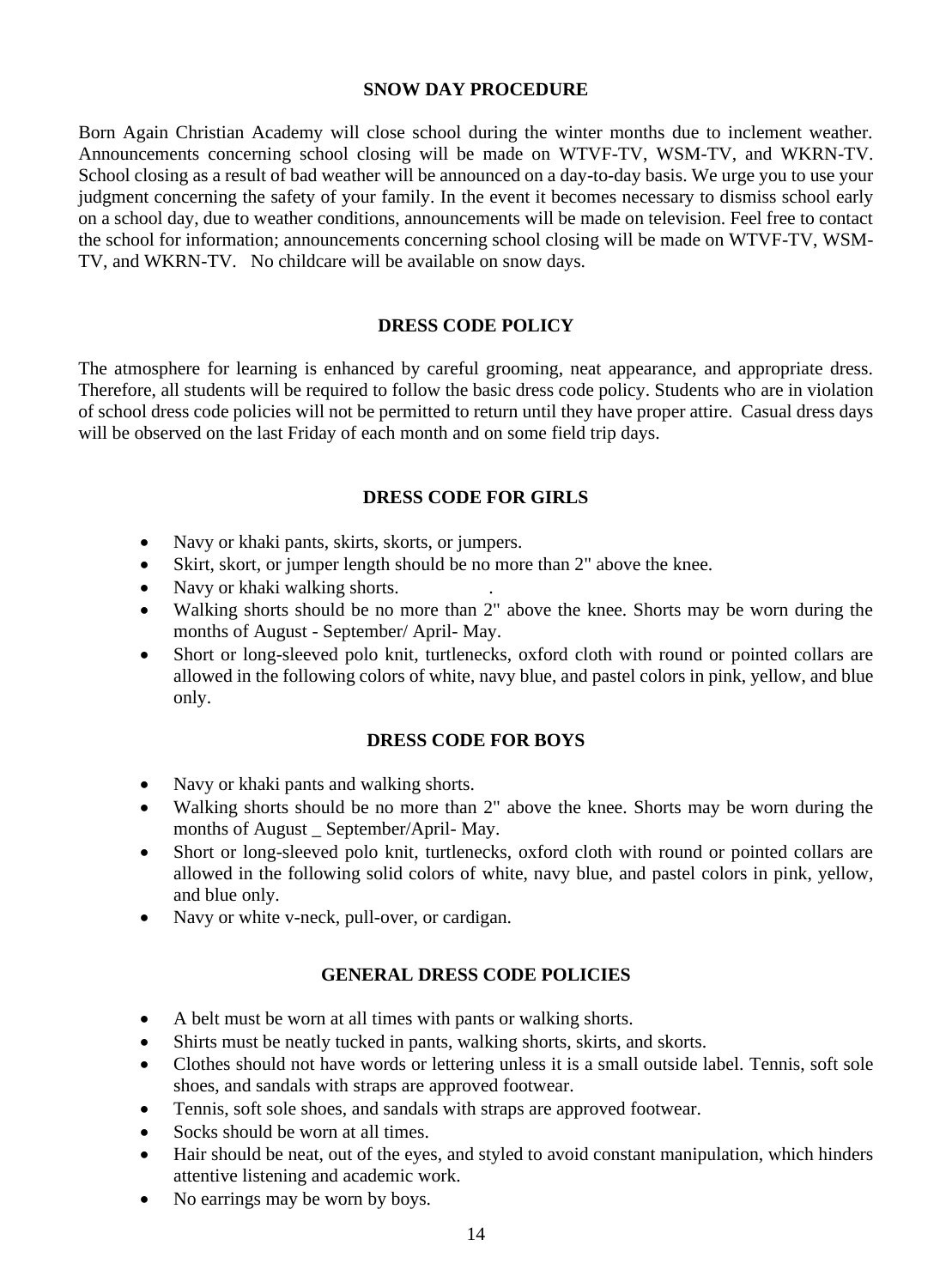## SNOW DAY PROCEDURE

Born Again Christian Academy will close school during the winter months due to inclement weather. Announcements concerning school closing will be made on WTVF-TV, WSM-TV, and WKRN-TV. School closing as a result of bad weather will be announced on a day-to-day basis. We urge you to use your judgment concerning the safety of your family. In the event it becomes necessary to dismiss school early on a school day, due to weather conditions, announcements will be made on television. Feel free to contact the school for information; announcements concerning school closing will be made on WTVF-TV, WSM-TV, and WKRN-TV. No childcare will be available on snow days.

## DRESS CODE POLICY

The atmosphere for learning is enhanced by careful grooming, neat appearance, and appropriate dress. Therefore, all students will be required to follow the basic dress code policy. Students who are in violation of school dress code policies will not be permitted to return until they have proper attire. Casual dress days will be observed on the last Friday of each month and on some field trip days.

## DRESS CODE FOR GIRLS

- Navy or khaki pants, skirts, skorts, or jumpers.
- Skirt, skort, or jumper length should be no more than 2" above the knee.
- Navy or khaki walking shorts. .
- Walking shorts should be no more than 2" above the knee. Shorts may be worn during the months of August - September/ April- May.
- Short or long-sleeved polo knit, turtlenecks, oxford cloth with round or pointed collars are allowed in the following colors of white, navy blue, and pastel colors in pink, yellow, and blue only.

## DRESS CODE FOR BOYS

- Navy or khaki pants and walking shorts.
- Walking shorts should be no more than 2" above the knee. Shorts may be worn during the months of August _ September/April- May.
- Short or long-sleeved polo knit, turtlenecks, oxford cloth with round or pointed collars are allowed in the following solid colors of white, navy blue, and pastel colors in pink, yellow, and blue only.
- Navy or white v-neck, pull-over, or cardigan.

## GENERAL DRESS CODE POLICIES

- A belt must be worn at all times with pants or walking shorts.
- Shirts must be neatly tucked in pants, walking shorts, skirts, and skorts.
- Clothes should not have words or lettering unless it is a small outside label. Tennis, soft sole shoes, and sandals with straps are approved footwear.
- Tennis, soft sole shoes, and sandals with straps are approved footwear.
- Socks should be worn at all times.
- Hair should be neat, out of the eyes, and styled to avoid constant manipulation, which hinders attentive listening and academic work.
- No earrings may be worn by boys.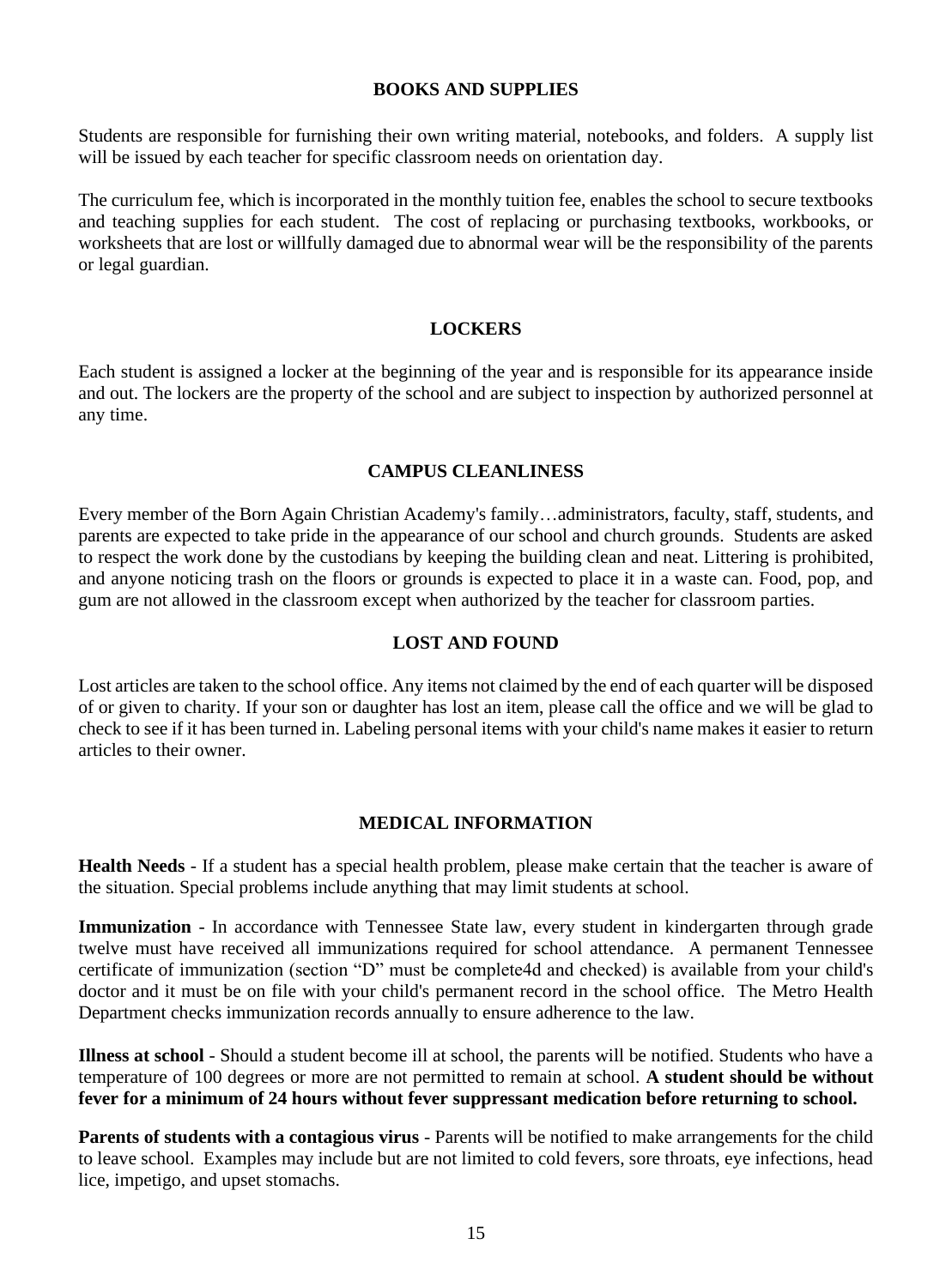## BOOKS AND SUPPLIES

Students are responsible for furnishing their own writing material, notebooks, and folders. A supply list will be issued by each teacher for specific classroom needs on orientation day.

The curriculum fee, which is incorporated in the monthly tuition fee, enables the school to secure textbooks and teaching supplies for each student. The cost of replacing or purchasing textbooks, workbooks, or worksheets that are lost or willfully damaged due to abnormal wear will be the responsibility of the parents or legal guardian.

## LOCKERS

Each student is assigned a locker at the beginning of the year and is responsible for its appearance inside and out. The lockers are the property of the school and are subject to inspection by authorized personnel at any time.

## CAMPUS CLEANLINESS

Every member of the Born Again Christian Academy's family…administrators, faculty, staff, students, and parents are expected to take pride in the appearance of our school and church grounds. Students are asked to respect the work done by the custodians by keeping the building clean and neat. Littering is prohibited, and anyone noticing trash on the floors or grounds is expected to place it in a waste can. Food, pop, and gum are not allowed in the classroom except when authorized by the teacher for classroom parties.

## LOST AND FOUND

Lost articles are taken to the school office. Any items not claimed by the end of each quarter will be disposed of or given to charity. If your son or daughter has lost an item, please call the office and we will be glad to check to see if it has been turned in. Labeling personal items with your child's name makes it easier to return articles to their owner.

## MEDICAL INFORMATION

**Health Needs** - If a student has a special health problem, please make certain that the teacher is aware of the situation. Special problems include anything that may limit students at school.

**Immunization** - In accordance with Tennessee State law, every student in kindergarten through grade twelve must have received all immunizations required for school attendance. A permanent Tennessee certificate of immunization (section "D" must be complete4d and checked) is available from your child's doctor and it must be on file with your child's permanent record in the school office. The Metro Health Department checks immunization records annually to ensure adherence to the law.

**Illness at school** - Should a student become ill at school, the parents will be notified. Students who have a temperature of 100 degrees or more are not permitted to remain at school. **A student should be without fever for a minimum of 24 hours without fever suppressant medication before returning to school.**

**Parents of students with a contagious virus** - Parents will be notified to make arrangements for the child to leave school. Examples may include but are not limited to cold fevers, sore throats, eye infections, head lice, impetigo, and upset stomachs.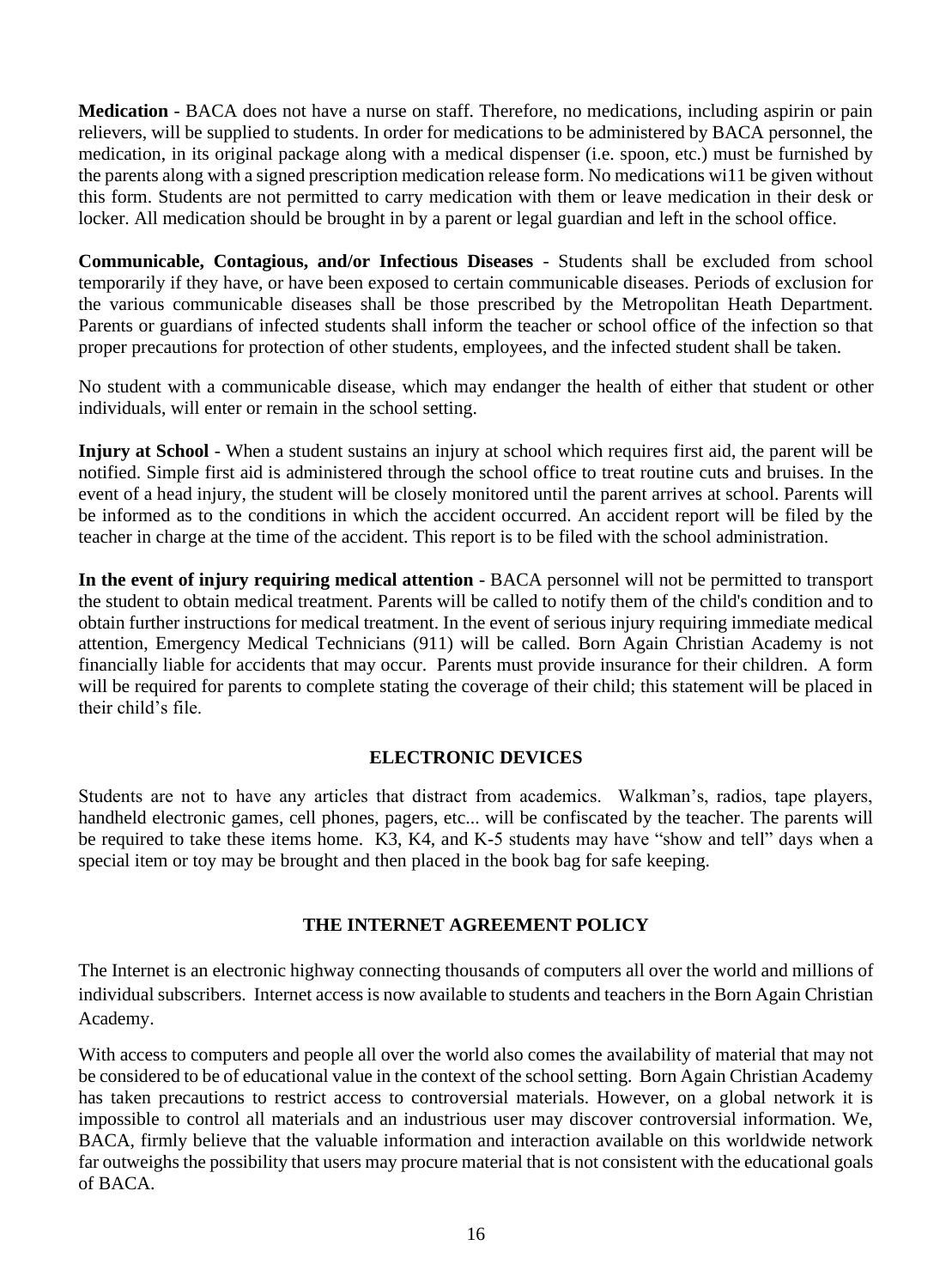**Medication** - BACA does not have a nurse on staff. Therefore, no medications, including aspirin or pain relievers, will be supplied to students. In order for medications to be administered by BACA personnel, the medication, in its original package along with a medical dispenser (i.e. spoon, etc.) must be furnished by the parents along with a signed prescription medication release form. No medications wi11 be given without this form. Students are not permitted to carry medication with them or leave medication in their desk or locker. All medication should be brought in by a parent or legal guardian and left in the school office.

**Communicable, Contagious, and/or Infectious Diseases** - Students shall be excluded from school temporarily if they have, or have been exposed to certain communicable diseases. Periods of exclusion for the various communicable diseases shall be those prescribed by the Metropolitan Heath Department. Parents or guardians of infected students shall inform the teacher or school office of the infection so that proper precautions for protection of other students, employees, and the infected student shall be taken.

No student with a communicable disease, which may endanger the health of either that student or other individuals, will enter or remain in the school setting.

**Injury at School** - When a student sustains an injury at school which requires first aid, the parent will be notified. Simple first aid is administered through the school office to treat routine cuts and bruises. In the event of a head injury, the student will be closely monitored until the parent arrives at school. Parents will be informed as to the conditions in which the accident occurred. An accident report will be filed by the teacher in charge at the time of the accident. This report is to be filed with the school administration.

**In the event of injury requiring medical attention** - BACA personnel will not be permitted to transport the student to obtain medical treatment. Parents will be called to notify them of the child's condition and to obtain further instructions for medical treatment. In the event of serious injury requiring immediate medical attention, Emergency Medical Technicians (911) will be called. Born Again Christian Academy is not financially liable for accidents that may occur. Parents must provide insurance for their children. A form will be required for parents to complete stating the coverage of their child; this statement will be placed in their child's file.

## ELECTRONIC DEVICES

Students are not to have any articles that distract from academics. Walkman's, radios, tape players, handheld electronic games, cell phones, pagers, etc... will be confiscated by the teacher. The parents will be required to take these items home. K3, K4, and K-5 students may have "show and tell" days when a special item or toy may be brought and then placed in the book bag for safe keeping.

## THE INTERNET AGREEMENT POLICY

The Internet is an electronic highway connecting thousands of computers all over the world and millions of individual subscribers. Internet access is now available to students and teachers in the Born Again Christian Academy.

With access to computers and people all over the world also comes the availability of material that may not be considered to be of educational value in the context of the school setting. Born Again Christian Academy has taken precautions to restrict access to controversial materials. However, on a global network it is impossible to control all materials and an industrious user may discover controversial information. We, BACA, firmly believe that the valuable information and interaction available on this worldwide network far outweighs the possibility that users may procure material that is not consistent with the educational goals of BACA.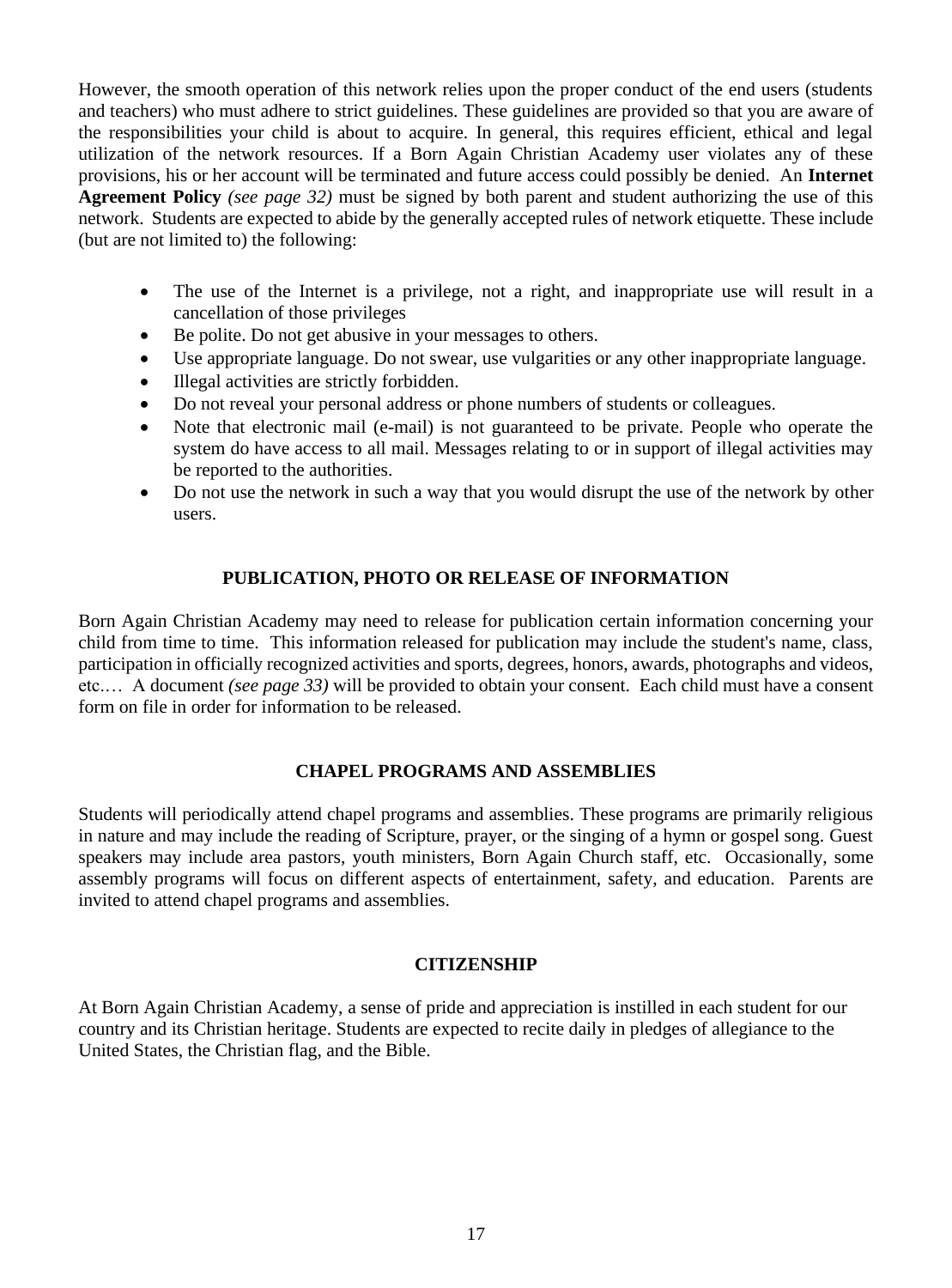However, the smooth operation of this network relies upon the proper conduct of the end users (students and teachers) who must adhere to strict guidelines. These guidelines are provided so that you are aware of the responsibilities your child is about to acquire. In general, this requires efficient, ethical and legal utilization of the network resources. If a Born Again Christian Academy user violates any of these provisions, his or her account will be terminated and future access could possibly be denied. An **Internet Agreement Policy** *(see page 32)* must be signed by both parent and student authorizing the use of this network. Students are expected to abide by the generally accepted rules of network etiquette. These include (but are not limited to) the following:

- The use of the Internet is a privilege, not a right, and inappropriate use will result in a cancellation of those privileges
- Be polite. Do not get abusive in your messages to others.
- Use appropriate language. Do not swear, use vulgarities or any other inappropriate language.
- Illegal activities are strictly forbidden.
- Do not reveal your personal address or phone numbers of students or colleagues.
- Note that electronic mail (e-mail) is not guaranteed to be private. People who operate the system do have access to all mail. Messages relating to or in support of illegal activities may be reported to the authorities.
- Do not use the network in such a way that you would disrupt the use of the network by other users.

## PUBLICATION, PHOTO OR RELEASE OF INFORMATION

Born Again Christian Academy may need to release for publication certain information concerning your child from time to time. This information released for publication may include the student's name, class, participation in officially recognized activities and sports, degrees, honors, awards, photographs and videos, etc.… A document *(see page 33)* will be provided to obtain your consent. Each child must have a consent form on file in order for information to be released.

## CHAPEL PROGRAMS AND ASSEMBLIES

Students will periodically attend chapel programs and assemblies. These programs are primarily religious in nature and may include the reading of Scripture, prayer, or the singing of a hymn or gospel song. Guest speakers may include area pastors, youth ministers, Born Again Church staff, etc. Occasionally, some assembly programs will focus on different aspects of entertainment, safety, and education. Parents are invited to attend chapel programs and assemblies.

## CITIZENSHIP

At Born Again Christian Academy, a sense of pride and appreciation is instilled in each student for our country and its Christian heritage. Students are expected to recite daily in pledges of allegiance to the United States, the Christian flag, and the Bible.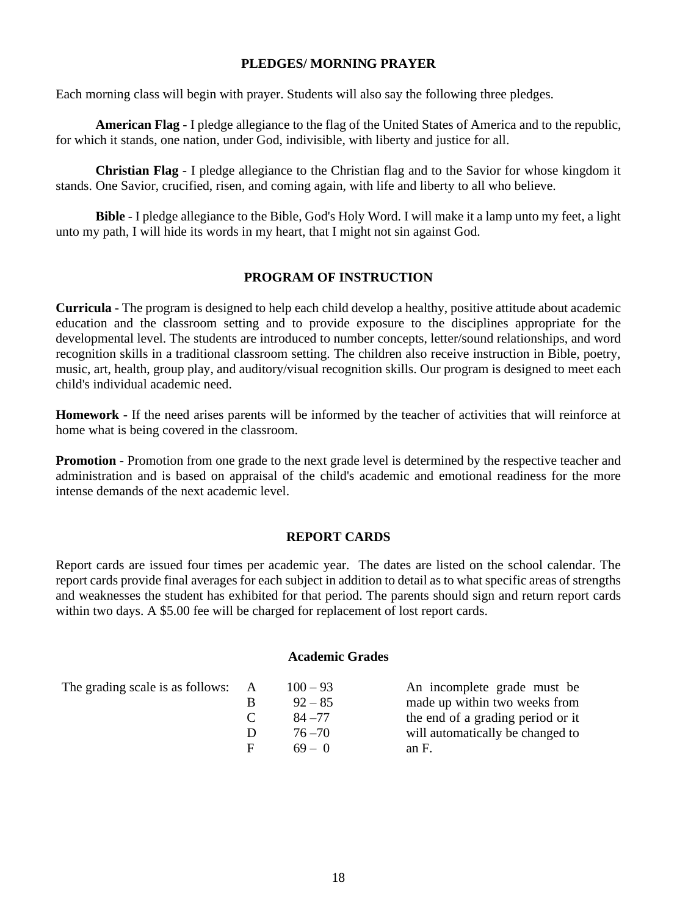## PLEDGES/ MORNING PRAYER

Each morning class will begin with prayer. Students will also say the following three pledges.

**American Flag** - I pledge allegiance to the flag of the United States of America and to the republic, for which it stands, one nation, under God, indivisible, with liberty and justice for all.

**Christian Flag** - I pledge allegiance to the Christian flag and to the Savior for whose kingdom it stands. One Savior, crucified, risen, and coming again, with life and liberty to all who believe.

**Bible** - I pledge allegiance to the Bible, God's Holy Word. I will make it a lamp unto my feet, a light unto my path, I will hide its words in my heart, that I might not sin against God.

## PROGRAM OF INSTRUCTION

**Curricula** - The program is designed to help each child develop a healthy, positive attitude about academic education and the classroom setting and to provide exposure to the disciplines appropriate for the developmental level. The students are introduced to number concepts, letter/sound relationships, and word recognition skills in a traditional classroom setting. The children also receive instruction in Bible, poetry, music, art, health, group play, and auditory/visual recognition skills. Our program is designed to meet each child's individual academic need.

**Homework** - If the need arises parents will be informed by the teacher of activities that will reinforce at home what is being covered in the classroom.

**Promotion** - Promotion from one grade to the next grade level is determined by the respective teacher and administration and is based on appraisal of the child's academic and emotional readiness for the more intense demands of the next academic level.

## REPORT CARDS

Report cards are issued four times per academic year. The dates are listed on the school calendar. The report cards provide final averages for each subject in addition to detail as to what specific areas of strengths and weaknesses the student has exhibited for that period. The parents should sign and return report cards within two days. A $5.00 fee will be charged for replacement of lost report cards.

### Academic Grades

The grading scale is as follows:

| Grade | Range |
|---|---|
| A | 100 – 93 |
| B | 92 – 85 |
| C | 84 –77 |
| D | 76 –70 |
| F | 69 – 0 |

An incomplete grade must be made up within two weeks from the end of a grading period or it will automatically be changed to an F.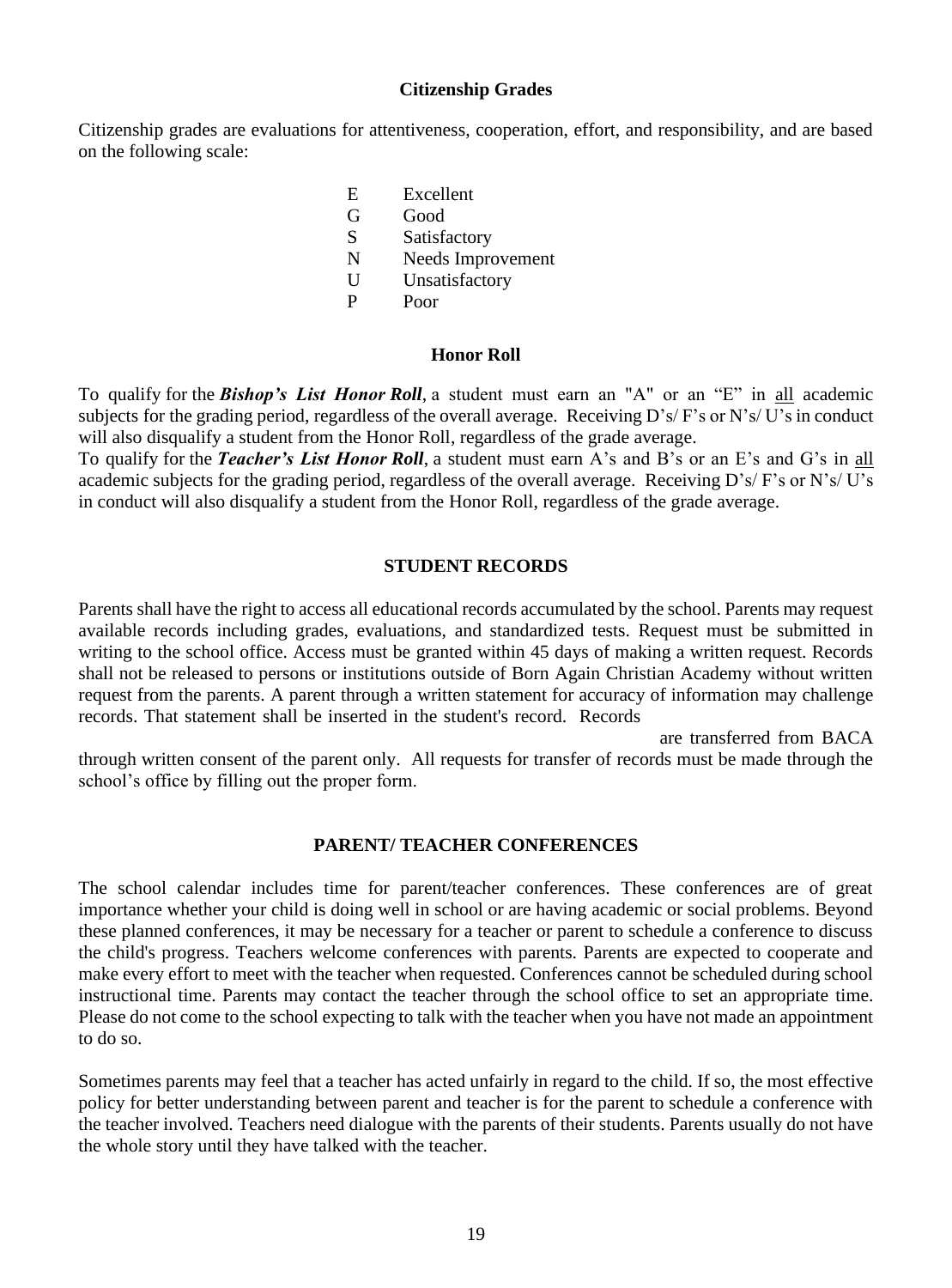### Citizenship Grades

Citizenship grades are evaluations for attentiveness, cooperation, effort, and responsibility, and are based on the following scale:

| | |
|---|---|
| E | Excellent |
| G | Good |
| S | Satisfactory |
| N | Needs Improvement |
| U | Unsatisfactory |
| P | Poor |

### Honor Roll

To qualify for the ***Bishop's List Honor Roll***, a student must earn an "A" or an "E" in all academic subjects for the grading period, regardless of the overall average. Receiving D's/ F's or N's/ U's in conduct will also disqualify a student from the Honor Roll, regardless of the grade average.
To qualify for the ***Teacher's List Honor Roll***, a student must earn A's and B's or an E's and G's in all academic subjects for the grading period, regardless of the overall average. Receiving D's/ F's or N's/ U's in conduct will also disqualify a student from the Honor Roll, regardless of the grade average.

## STUDENT RECORDS

Parents shall have the right to access all educational records accumulated by the school. Parents may request available records including grades, evaluations, and standardized tests. Request must be submitted in writing to the school office. Access must be granted within 45 days of making a written request. Records shall not be released to persons or institutions outside of Born Again Christian Academy without written request from the parents. A parent through a written statement for accuracy of information may challenge records. That statement shall be inserted in the student's record. Records are transferred from BACA through written consent of the parent only. All requests for transfer of records must be made through the school's office by filling out the proper form.

## PARENT/ TEACHER CONFERENCES

The school calendar includes time for parent/teacher conferences. These conferences are of great importance whether your child is doing well in school or are having academic or social problems. Beyond these planned conferences, it may be necessary for a teacher or parent to schedule a conference to discuss the child's progress. Teachers welcome conferences with parents. Parents are expected to cooperate and make every effort to meet with the teacher when requested. Conferences cannot be scheduled during school instructional time. Parents may contact the teacher through the school office to set an appropriate time. Please do not come to the school expecting to talk with the teacher when you have not made an appointment to do so.

Sometimes parents may feel that a teacher has acted unfairly in regard to the child. If so, the most effective policy for better understanding between parent and teacher is for the parent to schedule a conference with the teacher involved. Teachers need dialogue with the parents of their students. Parents usually do not have the whole story until they have talked with the teacher.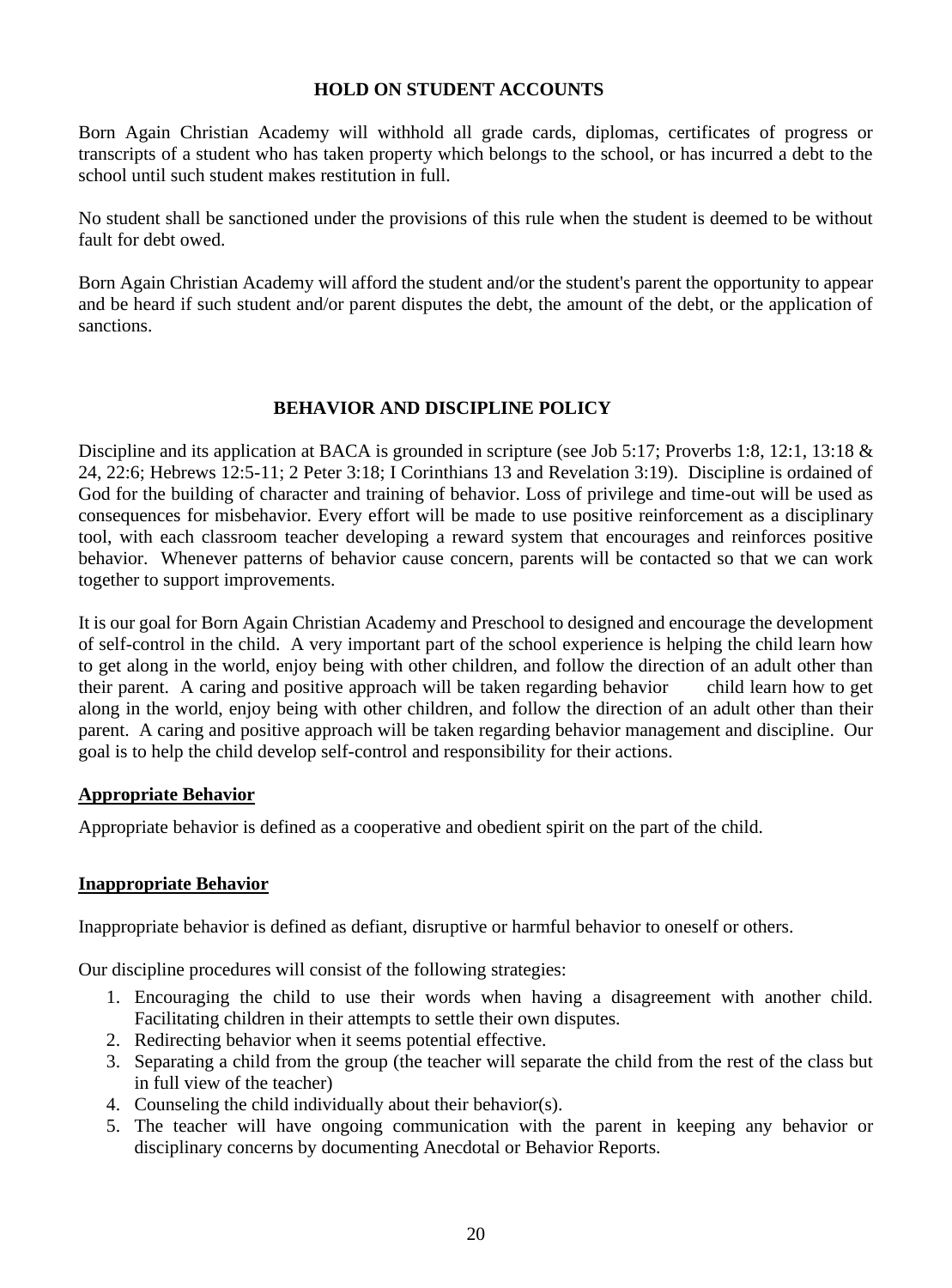## HOLD ON STUDENT ACCOUNTS

Born Again Christian Academy will withhold all grade cards, diplomas, certificates of progress or transcripts of a student who has taken property which belongs to the school, or has incurred a debt to the school until such student makes restitution in full.

No student shall be sanctioned under the provisions of this rule when the student is deemed to be without fault for debt owed.

Born Again Christian Academy will afford the student and/or the student's parent the opportunity to appear and be heard if such student and/or parent disputes the debt, the amount of the debt, or the application of sanctions.

## BEHAVIOR AND DISCIPLINE POLICY

Discipline and its application at BACA is grounded in scripture (see Job 5:17; Proverbs 1:8, 12:1, 13:18 & 24, 22:6; Hebrews 12:5-11; 2 Peter 3:18; I Corinthians 13 and Revelation 3:19). Discipline is ordained of God for the building of character and training of behavior. Loss of privilege and time-out will be used as consequences for misbehavior. Every effort will be made to use positive reinforcement as a disciplinary tool, with each classroom teacher developing a reward system that encourages and reinforces positive behavior. Whenever patterns of behavior cause concern, parents will be contacted so that we can work together to support improvements.

It is our goal for Born Again Christian Academy and Preschool to designed and encourage the development of self-control in the child. A very important part of the school experience is helping the child learn how to get along in the world, enjoy being with other children, and follow the direction of an adult other than their parent. A caring and positive approach will be taken regarding behavior child learn how to get along in the world, enjoy being with other children, and follow the direction of an adult other than their parent. A caring and positive approach will be taken regarding behavior management and discipline. Our goal is to help the child develop self-control and responsibility for their actions.

### Appropriate Behavior

Appropriate behavior is defined as a cooperative and obedient spirit on the part of the child.

### Inappropriate Behavior

Inappropriate behavior is defined as defiant, disruptive or harmful behavior to oneself or others.

Our discipline procedures will consist of the following strategies:

1. Encouraging the child to use their words when having a disagreement with another child. Facilitating children in their attempts to settle their own disputes.
2. Redirecting behavior when it seems potential effective.
3. Separating a child from the group (the teacher will separate the child from the rest of the class but in full view of the teacher)
4. Counseling the child individually about their behavior(s).
5. The teacher will have ongoing communication with the parent in keeping any behavior or disciplinary concerns by documenting Anecdotal or Behavior Reports.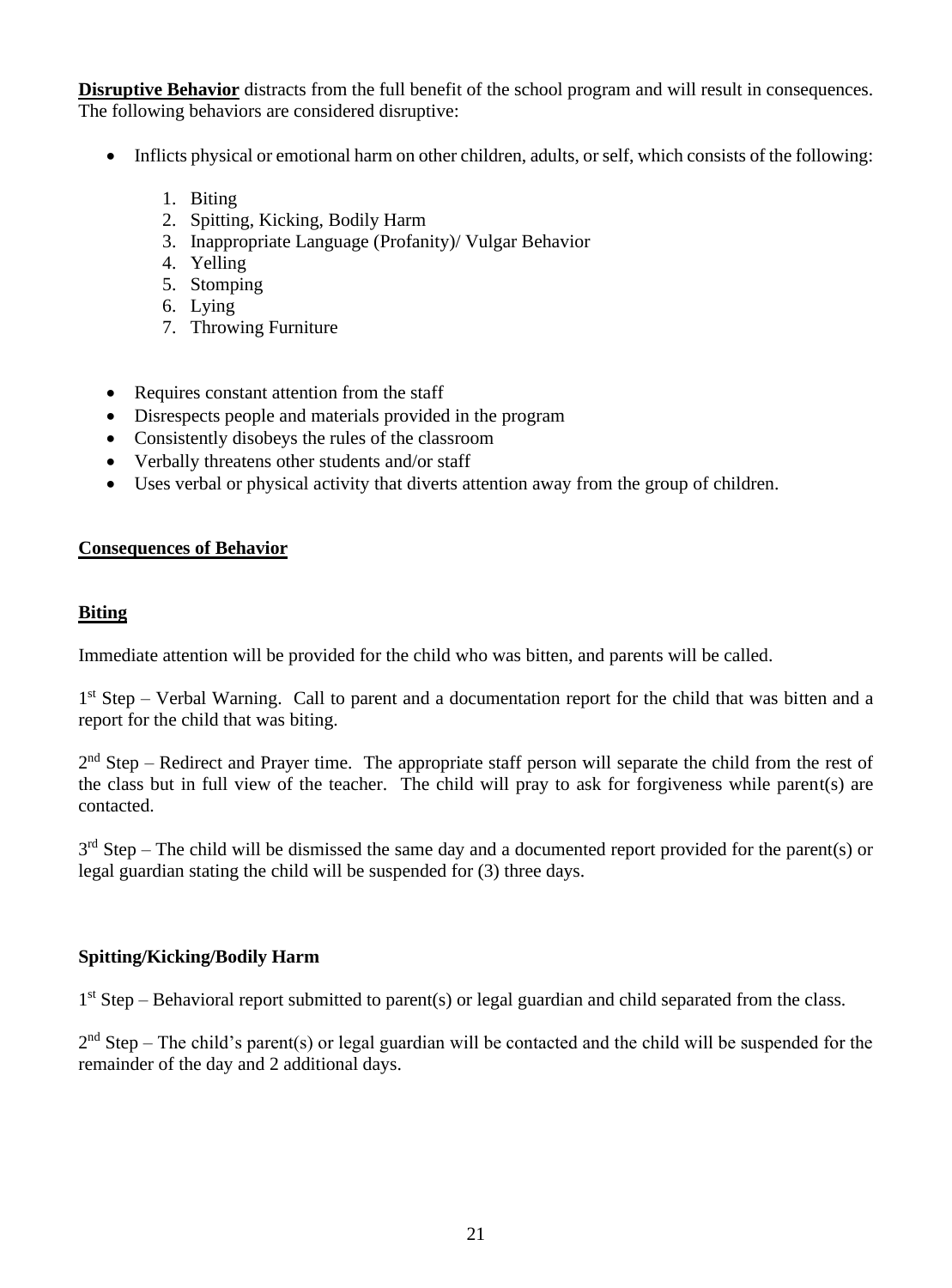**<u>Disruptive Behavior</u>** distracts from the full benefit of the school program and will result in consequences. The following behaviors are considered disruptive:

- Inflicts physical or emotional harm on other children, adults, or self, which consists of the following:
  1. Biting
  2. Spitting, Kicking, Bodily Harm
  3. Inappropriate Language (Profanity)/ Vulgar Behavior
  4. Yelling
  5. Stomping
  6. Lying
  7. Throwing Furniture

- Requires constant attention from the staff
- Disrespects people and materials provided in the program
- Consistently disobeys the rules of the classroom
- Verbally threatens other students and/or staff
- Uses verbal or physical activity that diverts attention away from the group of children.

## <u>Consequences of Behavior</u>

### <u>Biting</u>

Immediate attention will be provided for the child who was bitten, and parents will be called.

1st Step – Verbal Warning. Call to parent and a documentation report for the child that was bitten and a report for the child that was biting.

2nd Step – Redirect and Prayer time. The appropriate staff person will separate the child from the rest of the class but in full view of the teacher. The child will pray to ask for forgiveness while parent(s) are contacted.

3rd Step – The child will be dismissed the same day and a documented report provided for the parent(s) or legal guardian stating the child will be suspended for (3) three days.

### Spitting/Kicking/Bodily Harm

1st Step – Behavioral report submitted to parent(s) or legal guardian and child separated from the class.

2nd Step – The child's parent(s) or legal guardian will be contacted and the child will be suspended for the remainder of the day and 2 additional days.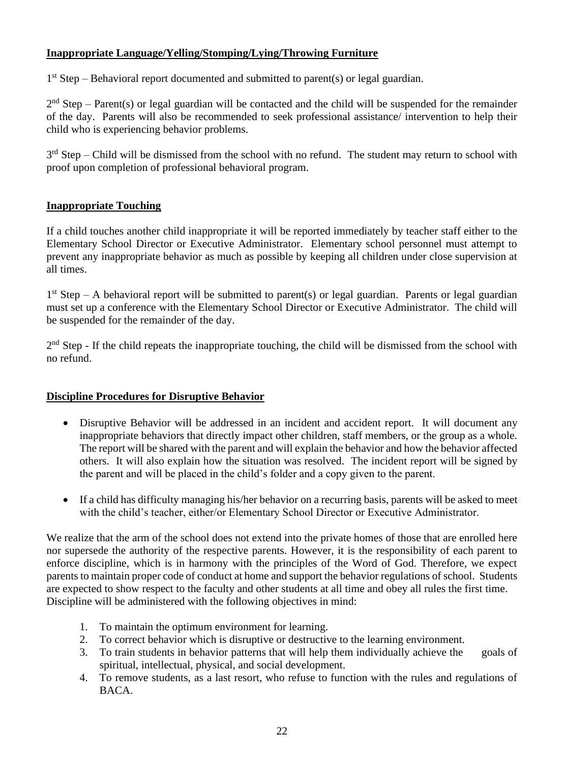**Inappropriate Language/Yelling/Stomping/Lying/Throwing Furniture**

1st Step – Behavioral report documented and submitted to parent(s) or legal guardian.

2nd Step – Parent(s) or legal guardian will be contacted and the child will be suspended for the remainder of the day. Parents will also be recommended to seek professional assistance/ intervention to help their child who is experiencing behavior problems.

3rd Step – Child will be dismissed from the school with no refund. The student may return to school with proof upon completion of professional behavioral program.

**Inappropriate Touching**

If a child touches another child inappropriate it will be reported immediately by teacher staff either to the Elementary School Director or Executive Administrator. Elementary school personnel must attempt to prevent any inappropriate behavior as much as possible by keeping all children under close supervision at all times.

1st Step – A behavioral report will be submitted to parent(s) or legal guardian. Parents or legal guardian must set up a conference with the Elementary School Director or Executive Administrator. The child will be suspended for the remainder of the day.

2nd Step - If the child repeats the inappropriate touching, the child will be dismissed from the school with no refund.

**Discipline Procedures for Disruptive Behavior**

- Disruptive Behavior will be addressed in an incident and accident report. It will document any inappropriate behaviors that directly impact other children, staff members, or the group as a whole. The report will be shared with the parent and will explain the behavior and how the behavior affected others. It will also explain how the situation was resolved. The incident report will be signed by the parent and will be placed in the child's folder and a copy given to the parent.
- If a child has difficulty managing his/her behavior on a recurring basis, parents will be asked to meet with the child's teacher, either/or Elementary School Director or Executive Administrator.

We realize that the arm of the school does not extend into the private homes of those that are enrolled here nor supersede the authority of the respective parents. However, it is the responsibility of each parent to enforce discipline, which is in harmony with the principles of the Word of God. Therefore, we expect parents to maintain proper code of conduct at home and support the behavior regulations of school. Students are expected to show respect to the faculty and other students at all time and obey all rules the first time. Discipline will be administered with the following objectives in mind:

1. To maintain the optimum environment for learning.
2. To correct behavior which is disruptive or destructive to the learning environment.
3. To train students in behavior patterns that will help them individually achieve the goals of spiritual, intellectual, physical, and social development.
4. To remove students, as a last resort, who refuse to function with the rules and regulations of BACA.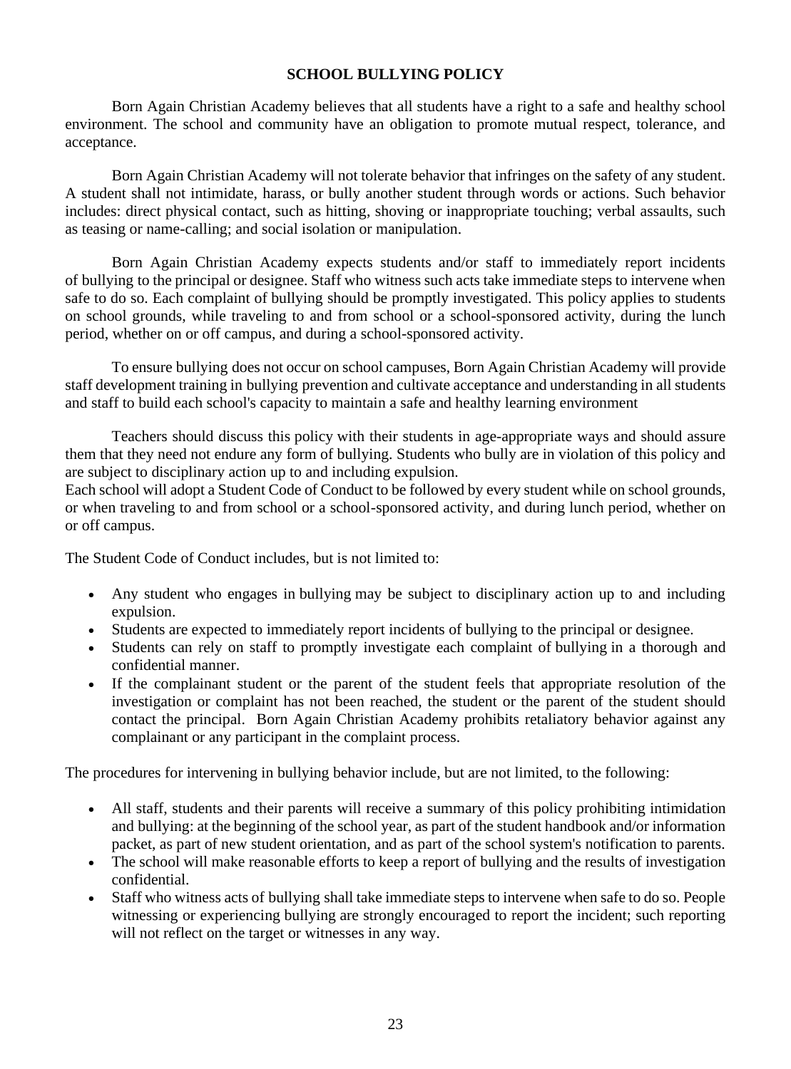## SCHOOL BULLYING POLICY

Born Again Christian Academy believes that all students have a right to a safe and healthy school environment. The school and community have an obligation to promote mutual respect, tolerance, and acceptance.

Born Again Christian Academy will not tolerate behavior that infringes on the safety of any student. A student shall not intimidate, harass, or bully another student through words or actions. Such behavior includes: direct physical contact, such as hitting, shoving or inappropriate touching; verbal assaults, such as teasing or name-calling; and social isolation or manipulation.

Born Again Christian Academy expects students and/or staff to immediately report incidents of bullying to the principal or designee. Staff who witness such acts take immediate steps to intervene when safe to do so. Each complaint of bullying should be promptly investigated. This policy applies to students on school grounds, while traveling to and from school or a school-sponsored activity, during the lunch period, whether on or off campus, and during a school-sponsored activity.

To ensure bullying does not occur on school campuses, Born Again Christian Academy will provide staff development training in bullying prevention and cultivate acceptance and understanding in all students and staff to build each school's capacity to maintain a safe and healthy learning environment

Teachers should discuss this policy with their students in age-appropriate ways and should assure them that they need not endure any form of bullying. Students who bully are in violation of this policy and are subject to disciplinary action up to and including expulsion.
Each school will adopt a Student Code of Conduct to be followed by every student while on school grounds, or when traveling to and from school or a school-sponsored activity, and during lunch period, whether on or off campus.

The Student Code of Conduct includes, but is not limited to:

- Any student who engages in bullying may be subject to disciplinary action up to and including expulsion.
- Students are expected to immediately report incidents of bullying to the principal or designee.
- Students can rely on staff to promptly investigate each complaint of bullying in a thorough and confidential manner.
- If the complainant student or the parent of the student feels that appropriate resolution of the investigation or complaint has not been reached, the student or the parent of the student should contact the principal. Born Again Christian Academy prohibits retaliatory behavior against any complainant or any participant in the complaint process.

The procedures for intervening in bullying behavior include, but are not limited, to the following:

- All staff, students and their parents will receive a summary of this policy prohibiting intimidation and bullying: at the beginning of the school year, as part of the student handbook and/or information packet, as part of new student orientation, and as part of the school system's notification to parents.
- The school will make reasonable efforts to keep a report of bullying and the results of investigation confidential.
- Staff who witness acts of bullying shall take immediate steps to intervene when safe to do so. People witnessing or experiencing bullying are strongly encouraged to report the incident; such reporting will not reflect on the target or witnesses in any way.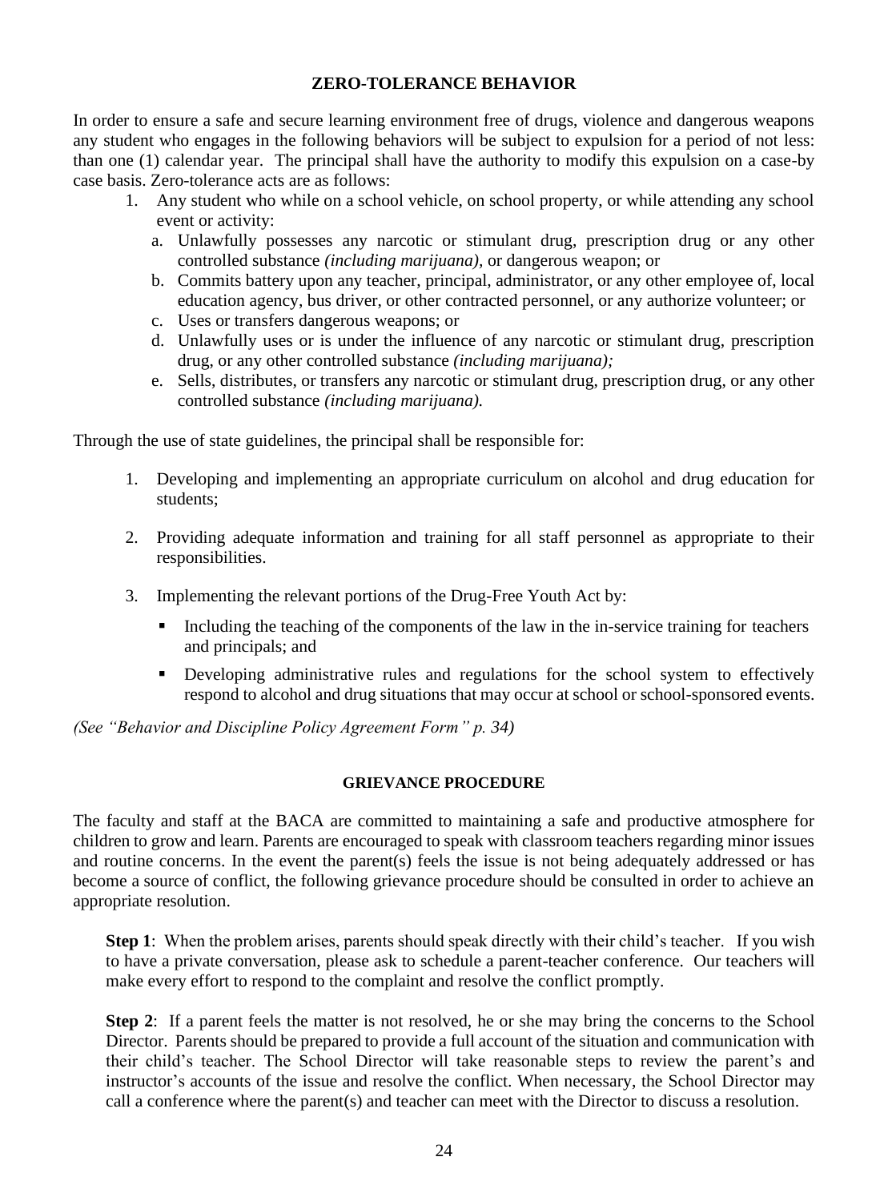## ZERO-TOLERANCE BEHAVIOR

In order to ensure a safe and secure learning environment free of drugs, violence and dangerous weapons any student who engages in the following behaviors will be subject to expulsion for a period of not less: than one (1) calendar year. The principal shall have the authority to modify this expulsion on a case-by case basis. Zero-tolerance acts are as follows:

1. Any student who while on a school vehicle, on school property, or while attending any school event or activity:
   a. Unlawfully possesses any narcotic or stimulant drug, prescription drug or any other controlled substance *(including marijuana),* or dangerous weapon; or
   b. Commits battery upon any teacher, principal, administrator, or any other employee of, local education agency, bus driver, or other contracted personnel, or any authorize volunteer; or
   c. Uses or transfers dangerous weapons; or
   d. Unlawfully uses or is under the influence of any narcotic or stimulant drug, prescription drug, or any other controlled substance *(including marijuana);*
   e. Sells, distributes, or transfers any narcotic or stimulant drug, prescription drug, or any other controlled substance *(including marijuana).*

Through the use of state guidelines, the principal shall be responsible for:

1. Developing and implementing an appropriate curriculum on alcohol and drug education for students;

2. Providing adequate information and training for all staff personnel as appropriate to their responsibilities.

3. Implementing the relevant portions of the Drug-Free Youth Act by:

   - Including the teaching of the components of the law in the in-service training for teachers and principals; and

   - Developing administrative rules and regulations for the school system to effectively respond to alcohol and drug situations that may occur at school or school-sponsored events.

*(See "Behavior and Discipline Policy Agreement Form" p. 34)*

## GRIEVANCE PROCEDURE

The faculty and staff at the BACA are committed to maintaining a safe and productive atmosphere for children to grow and learn. Parents are encouraged to speak with classroom teachers regarding minor issues and routine concerns. In the event the parent(s) feels the issue is not being adequately addressed or has become a source of conflict, the following grievance procedure should be consulted in order to achieve an appropriate resolution.

**Step 1**: When the problem arises, parents should speak directly with their child's teacher. If you wish to have a private conversation, please ask to schedule a parent-teacher conference. Our teachers will make every effort to respond to the complaint and resolve the conflict promptly.

**Step 2**: If a parent feels the matter is not resolved, he or she may bring the concerns to the School Director. Parents should be prepared to provide a full account of the situation and communication with their child's teacher. The School Director will take reasonable steps to review the parent's and instructor's accounts of the issue and resolve the conflict. When necessary, the School Director may call a conference where the parent(s) and teacher can meet with the Director to discuss a resolution.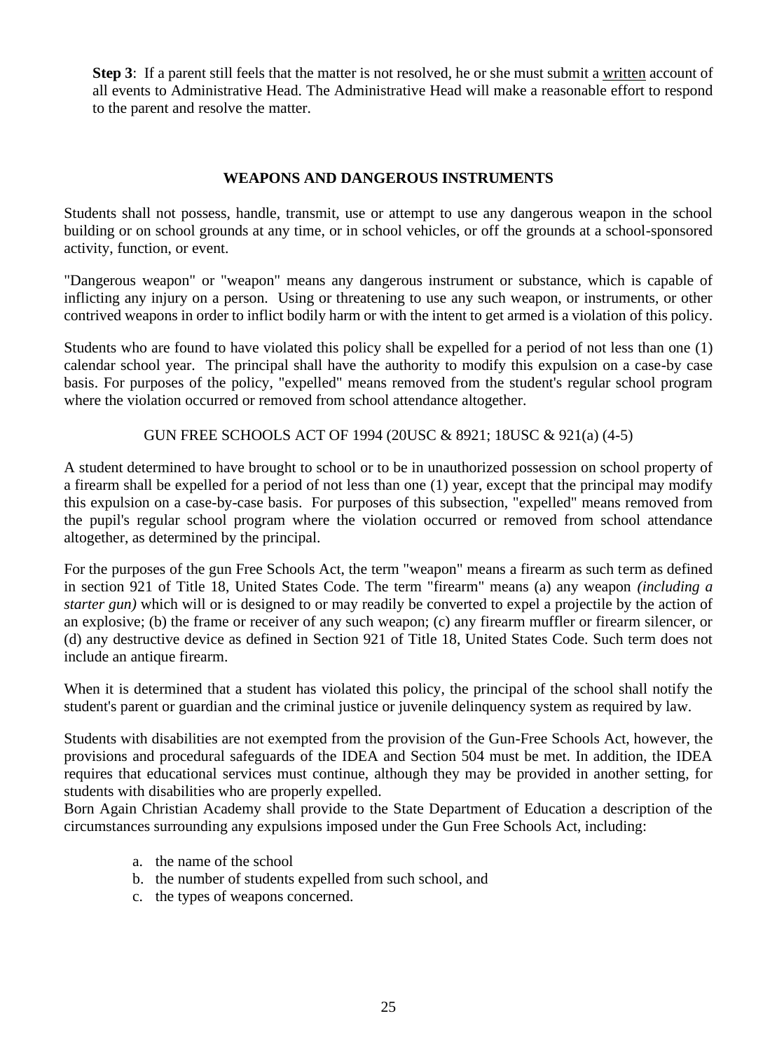**Step 3**: If a parent still feels that the matter is not resolved, he or she must submit a written account of all events to Administrative Head. The Administrative Head will make a reasonable effort to respond to the parent and resolve the matter.

## WEAPONS AND DANGEROUS INSTRUMENTS

Students shall not possess, handle, transmit, use or attempt to use any dangerous weapon in the school building or on school grounds at any time, or in school vehicles, or off the grounds at a school-sponsored activity, function, or event.

"Dangerous weapon" or "weapon" means any dangerous instrument or substance, which is capable of inflicting any injury on a person. Using or threatening to use any such weapon, or instruments, or other contrived weapons in order to inflict bodily harm or with the intent to get armed is a violation of this policy.

Students who are found to have violated this policy shall be expelled for a period of not less than one (1) calendar school year. The principal shall have the authority to modify this expulsion on a case-by case basis. For purposes of the policy, "expelled" means removed from the student's regular school program where the violation occurred or removed from school attendance altogether.

GUN FREE SCHOOLS ACT OF 1994 (20USC & 8921; 18USC & 921(a) (4-5)

A student determined to have brought to school or to be in unauthorized possession on school property of a firearm shall be expelled for a period of not less than one (1) year, except that the principal may modify this expulsion on a case-by-case basis. For purposes of this subsection, "expelled" means removed from the pupil's regular school program where the violation occurred or removed from school attendance altogether, as determined by the principal.

For the purposes of the gun Free Schools Act, the term "weapon" means a firearm as such term as defined in section 921 of Title 18, United States Code. The term "firearm" means (a) any weapon *(including a starter gun)* which will or is designed to or may readily be converted to expel a projectile by the action of an explosive; (b) the frame or receiver of any such weapon; (c) any firearm muffler or firearm silencer, or (d) any destructive device as defined in Section 921 of Title 18, United States Code. Such term does not include an antique firearm.

When it is determined that a student has violated this policy, the principal of the school shall notify the student's parent or guardian and the criminal justice or juvenile delinquency system as required by law.

Students with disabilities are not exempted from the provision of the Gun-Free Schools Act, however, the provisions and procedural safeguards of the IDEA and Section 504 must be met. In addition, the IDEA requires that educational services must continue, although they may be provided in another setting, for students with disabilities who are properly expelled.
Born Again Christian Academy shall provide to the State Department of Education a description of the circumstances surrounding any expulsions imposed under the Gun Free Schools Act, including:

a. the name of the school
b. the number of students expelled from such school, and
c. the types of weapons concerned.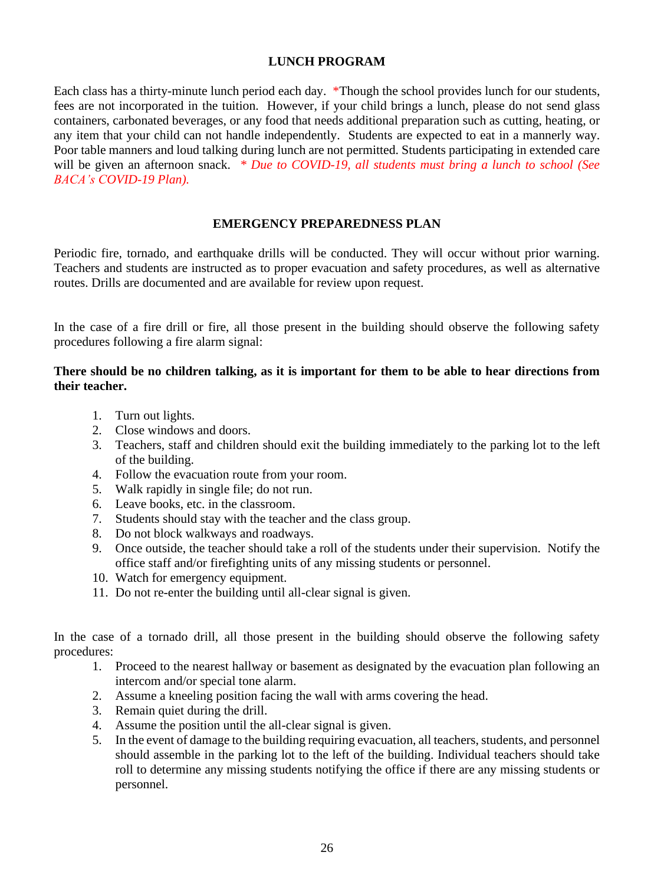## LUNCH PROGRAM

Each class has a thirty-minute lunch period each day. *Though the school provides lunch for our students, fees are not incorporated in the tuition. However, if your child brings a lunch, please do not send glass containers, carbonated beverages, or any food that needs additional preparation such as cutting, heating, or any item that your child can not handle independently. Students are expected to eat in a mannerly way. Poor table manners and loud talking during lunch are not permitted. Students participating in extended care will be given an afternoon snack. *\* Due to COVID-19, all students must bring a lunch to school (See BACA's COVID-19 Plan).*

## EMERGENCY PREPAREDNESS PLAN

Periodic fire, tornado, and earthquake drills will be conducted. They will occur without prior warning. Teachers and students are instructed as to proper evacuation and safety procedures, as well as alternative routes. Drills are documented and are available for review upon request.

In the case of a fire drill or fire, all those present in the building should observe the following safety procedures following a fire alarm signal:

**There should be no children talking, as it is important for them to be able to hear directions from their teacher.**

1. Turn out lights.
2. Close windows and doors.
3. Teachers, staff and children should exit the building immediately to the parking lot to the left of the building.
4. Follow the evacuation route from your room.
5. Walk rapidly in single file; do not run.
6. Leave books, etc. in the classroom.
7. Students should stay with the teacher and the class group.
8. Do not block walkways and roadways.
9. Once outside, the teacher should take a roll of the students under their supervision. Notify the office staff and/or firefighting units of any missing students or personnel.
10. Watch for emergency equipment.
11. Do not re-enter the building until all-clear signal is given.

In the case of a tornado drill, all those present in the building should observe the following safety procedures:

1. Proceed to the nearest hallway or basement as designated by the evacuation plan following an intercom and/or special tone alarm.
2. Assume a kneeling position facing the wall with arms covering the head.
3. Remain quiet during the drill.
4. Assume the position until the all-clear signal is given.
5. In the event of damage to the building requiring evacuation, all teachers, students, and personnel should assemble in the parking lot to the left of the building. Individual teachers should take roll to determine any missing students notifying the office if there are any missing students or personnel.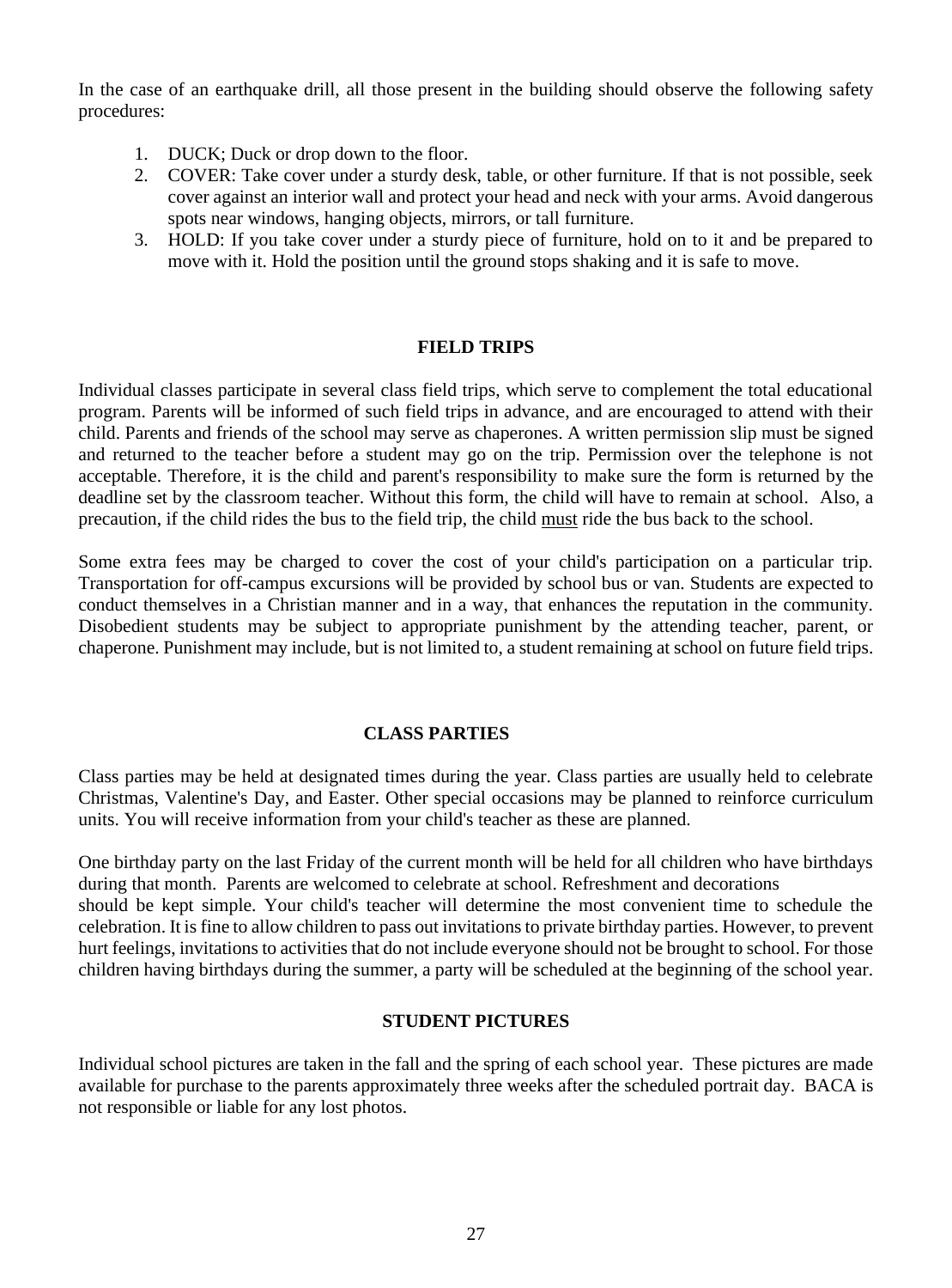In the case of an earthquake drill, all those present in the building should observe the following safety procedures:

1. DUCK; Duck or drop down to the floor.
2. COVER: Take cover under a sturdy desk, table, or other furniture. If that is not possible, seek cover against an interior wall and protect your head and neck with your arms. Avoid dangerous spots near windows, hanging objects, mirrors, or tall furniture.
3. HOLD: If you take cover under a sturdy piece of furniture, hold on to it and be prepared to move with it. Hold the position until the ground stops shaking and it is safe to move.

## FIELD TRIPS

Individual classes participate in several class field trips, which serve to complement the total educational program. Parents will be informed of such field trips in advance, and are encouraged to attend with their child. Parents and friends of the school may serve as chaperones. A written permission slip must be signed and returned to the teacher before a student may go on the trip. Permission over the telephone is not acceptable. Therefore, it is the child and parent's responsibility to make sure the form is returned by the deadline set by the classroom teacher. Without this form, the child will have to remain at school. Also, a precaution, if the child rides the bus to the field trip, the child <u>must</u> ride the bus back to the school.

Some extra fees may be charged to cover the cost of your child's participation on a particular trip. Transportation for off-campus excursions will be provided by school bus or van. Students are expected to conduct themselves in a Christian manner and in a way, that enhances the reputation in the community. Disobedient students may be subject to appropriate punishment by the attending teacher, parent, or chaperone. Punishment may include, but is not limited to, a student remaining at school on future field trips.

## CLASS PARTIES

Class parties may be held at designated times during the year. Class parties are usually held to celebrate Christmas, Valentine's Day, and Easter. Other special occasions may be planned to reinforce curriculum units. You will receive information from your child's teacher as these are planned.

One birthday party on the last Friday of the current month will be held for all children who have birthdays during that month. Parents are welcomed to celebrate at school. Refreshment and decorations should be kept simple. Your child's teacher will determine the most convenient time to schedule the celebration. It is fine to allow children to pass out invitations to private birthday parties. However, to prevent hurt feelings, invitations to activities that do not include everyone should not be brought to school. For those children having birthdays during the summer, a party will be scheduled at the beginning of the school year.

## STUDENT PICTURES

Individual school pictures are taken in the fall and the spring of each school year. These pictures are made available for purchase to the parents approximately three weeks after the scheduled portrait day. BACA is not responsible or liable for any lost photos.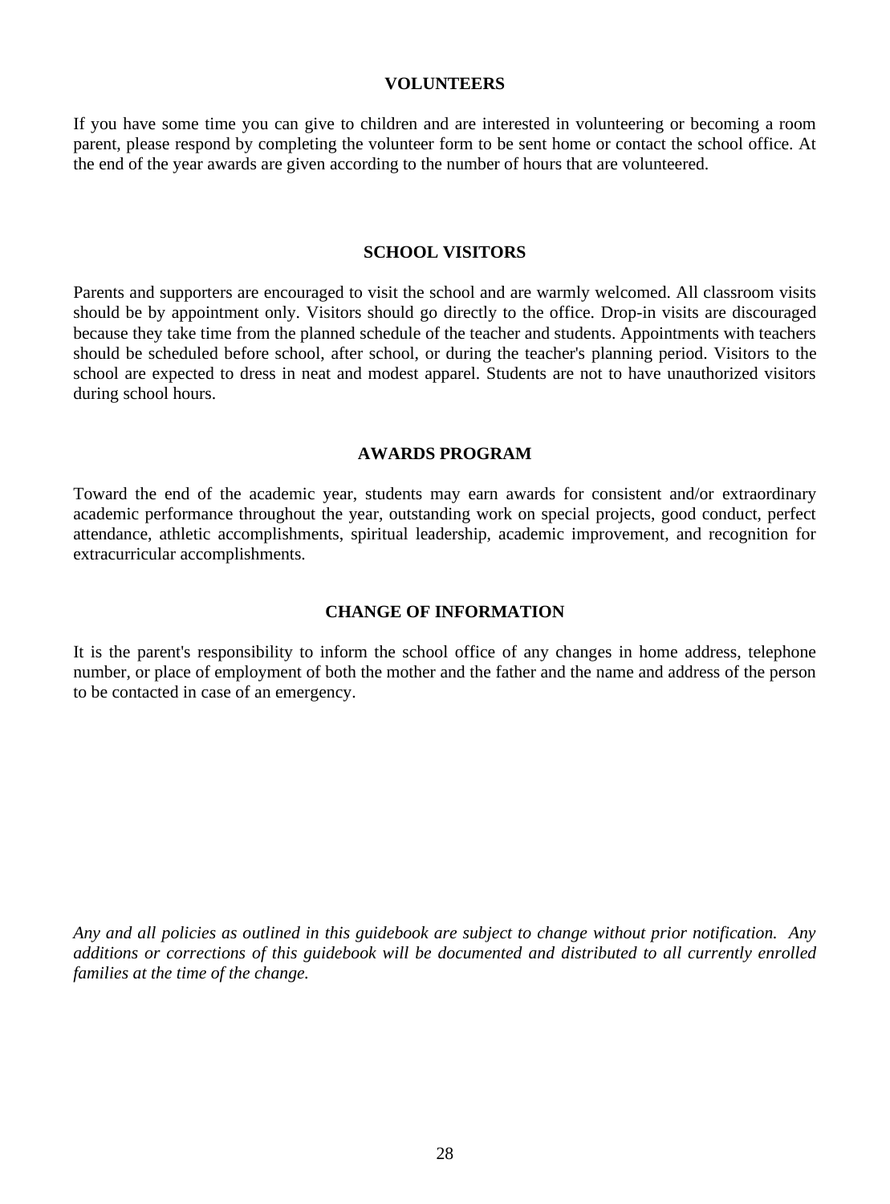## VOLUNTEERS

If you have some time you can give to children and are interested in volunteering or becoming a room parent, please respond by completing the volunteer form to be sent home or contact the school office. At the end of the year awards are given according to the number of hours that are volunteered.

## SCHOOL VISITORS

Parents and supporters are encouraged to visit the school and are warmly welcomed. All classroom visits should be by appointment only. Visitors should go directly to the office. Drop-in visits are discouraged because they take time from the planned schedule of the teacher and students. Appointments with teachers should be scheduled before school, after school, or during the teacher's planning period. Visitors to the school are expected to dress in neat and modest apparel. Students are not to have unauthorized visitors during school hours.

## AWARDS PROGRAM

Toward the end of the academic year, students may earn awards for consistent and/or extraordinary academic performance throughout the year, outstanding work on special projects, good conduct, perfect attendance, athletic accomplishments, spiritual leadership, academic improvement, and recognition for extracurricular accomplishments.

## CHANGE OF INFORMATION

It is the parent's responsibility to inform the school office of any changes in home address, telephone number, or place of employment of both the mother and the father and the name and address of the person to be contacted in case of an emergency.

*Any and all policies as outlined in this guidebook are subject to change without prior notification. Any additions or corrections of this guidebook will be documented and distributed to all currently enrolled families at the time of the change.*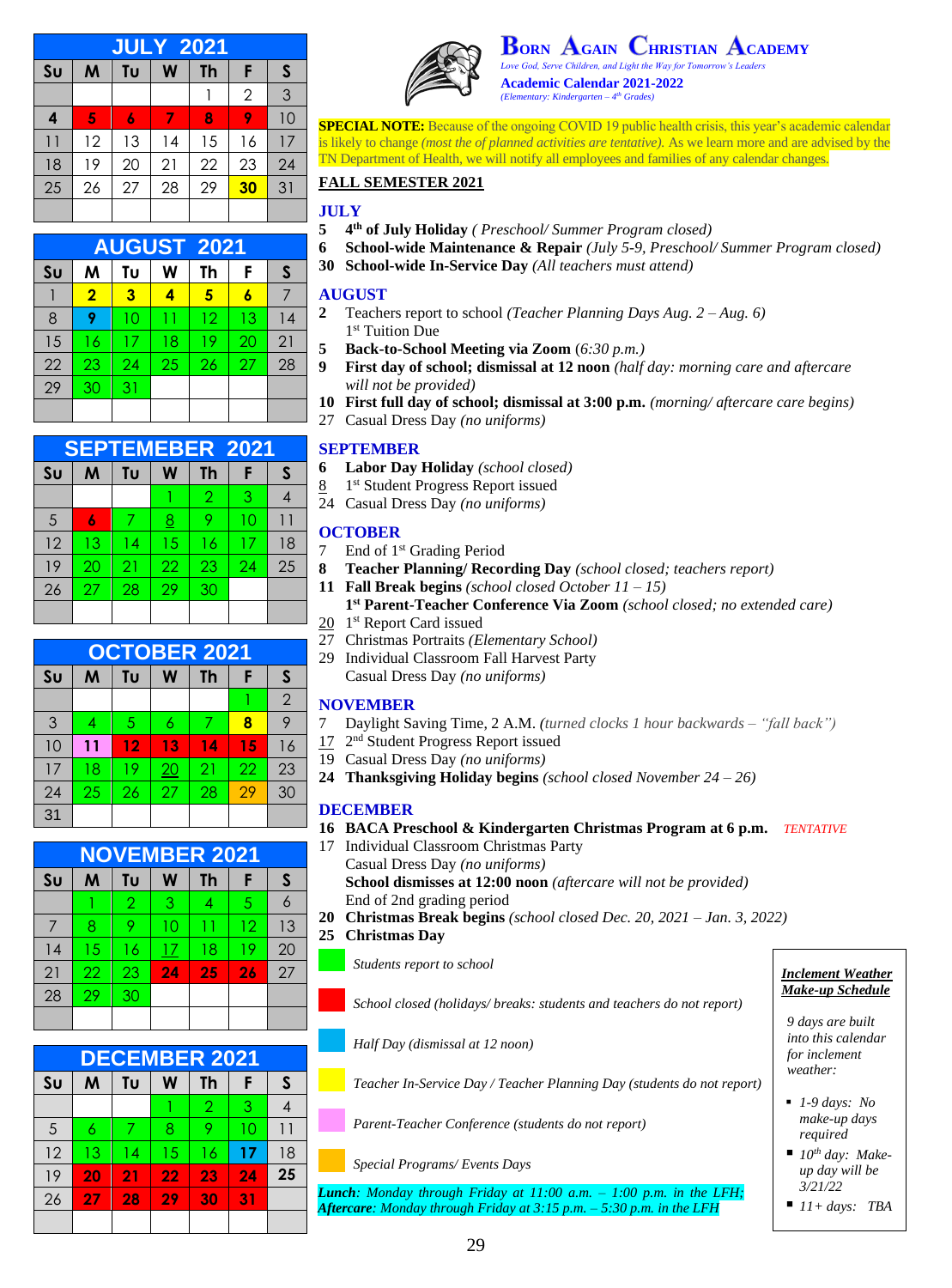# BORN AGAIN CHRISTIAN ACADEMY

*Love God, Serve Children, and Light the Way for Tomorrow's Leaders*

**Academic Calendar 2021-2022**

*(Elementary: Kindergarten – 4th Grades)*

| JULY 2021 | | | | | | |
|---|---|---|---|---|---|---|
| Su | M | Tu | W | Th | F | S |
| | | | | 1 | 2 | 3 |
| 4 | 5 | 6 | 7 | 8 | 9 | 10 |
| 11 | 12 | 13 | 14 | 15 | 16 | 17 |
| 18 | 19 | 20 | 21 | 22 | 23 | 24 |
| 25 | 26 | 27 | 28 | 29 | 30 | 31 |

| AUGUST 2021 | | | | | | |
|---|---|---|---|---|---|---|
| Su | M | Tu | W | Th | F | S |
| 1 | 2 | 3 | 4 | 5 | 6 | 7 |
| 8 | 9 | 10 | 11 | 12 | 13 | 14 |
| 15 | 16 | 17 | 18 | 19 | 20 | 21 |
| 22 | 23 | 24 | 25 | 26 | 27 | 28 |
| 29 | 30 | 31 | | | | |

| SEPTEMEBER 2021 | | | | | | |
|---|---|---|---|---|---|---|
| Su | M | Tu | W | Th | F | S |
| | | | 1 | 2 | 3 | 4 |
| 5 | 6 | 7 | 8 | 9 | 10 | 11 |
| 12 | 13 | 14 | 15 | 16 | 17 | 18 |
| 19 | 20 | 21 | 22 | 23 | 24 | 25 |
| 26 | 27 | 28 | 29 | 30 | | |

| OCTOBER 2021 | | | | | | |
|---|---|---|---|---|---|---|
| Su | M | Tu | W | Th | F | S |
| | | | | | 1 | 2 |
| 3 | 4 | 5 | 6 | 7 | 8 | 9 |
| 10 | 11 | 12 | 13 | 14 | 15 | 16 |
| 17 | 18 | 19 | 20 | 21 | 22 | 23 |
| 24 | 25 | 26 | 27 | 28 | 29 | 30 |
| 31 | | | | | | |

| NOVEMBER 2021 | | | | | | |
|---|---|---|---|---|---|---|
| Su | M | Tu | W | Th | F | S |
| | 1 | 2 | 3 | 4 | 5 | 6 |
| 7 | 8 | 9 | 10 | 11 | 12 | 13 |
| 14 | 15 | 16 | 17 | 18 | 19 | 20 |
| 21 | 22 | 23 | 24 | 25 | 26 | 27 |
| 28 | 29 | 30 | | | | |

| DECEMBER 2021 | | | | | | |
|---|---|---|---|---|---|---|
| Su | M | Tu | W | Th | F | S |
| | | | 1 | 2 | 3 | 4 |
| 5 | 6 | 7 | 8 | 9 | 10 | 11 |
| 12 | 13 | 14 | 15 | 16 | 17 | 18 |
| 19 | 20 | 21 | 22 | 23 | 24 | 25 |
| 26 | 27 | 28 | 29 | 30 | 31 | |

**SPECIAL NOTE:** Because of the ongoing COVID 19 public health crisis, this year's academic calendar is likely to change *(most the of planned activities are tentative).* As we learn more and are advised by the TN Department of Health, we will notify all employees and families of any calendar changes.

## FALL SEMESTER 2021

### JULY

- 5 **4th of July Holiday** *( Preschool/ Summer Program closed)*
- 6 **School-wide Maintenance & Repair** *(July 5-9, Preschool/ Summer Program closed)*
- 30 **School-wide In-Service Day** *(All teachers must attend)*

### AUGUST

- 2 Teachers report to school *(Teacher Planning Days Aug. 2 – Aug. 6)*
  1st Tuition Due
- 5 **Back-to-School Meeting via Zoom** (*6:30 p.m.)*
- 9 **First day of school; dismissal at 12 noon** *(half day: morning care and aftercare will not be provided)*
- 10 **First full day of school; dismissal at 3:00 p.m.** *(morning/ aftercare care begins)*
- 27 Casual Dress Day *(no uniforms)*

### SEPTEMBER

- 6 **Labor Day Holiday** *(school closed)*
- 8 1st Student Progress Report issued
- 24 Casual Dress Day *(no uniforms)*

### OCTOBER

- 7 End of 1st Grading Period
- 8 **Teacher Planning/ Recording Day** *(school closed; teachers report)*
- 11 **Fall Break begins** *(school closed October 11 – 15)*
  **1st Parent-Teacher Conference Via Zoom** *(school closed; no extended care)*
- 20 1st Report Card issued
- 27 Christmas Portraits *(Elementary School)*
- 29 Individual Classroom Fall Harvest Party
  Casual Dress Day *(no uniforms)*

### NOVEMBER

- 7 Daylight Saving Time, 2 A.M. *(turned clocks 1 hour backwards – "fall back")*
- 17 2nd Student Progress Report issued
- 19 Casual Dress Day *(no uniforms)*
- 24 **Thanksgiving Holiday begins** *(school closed November 24 – 26)*

### DECEMBER

- 16 **BACA Preschool & Kindergarten Christmas Program at 6 p.m.** *TENTATIVE*
- 17 Individual Classroom Christmas Party
  Casual Dress Day *(no uniforms)*
  **School dismisses at 12:00 noon** *(aftercare will not be provided)*
  End of 2nd grading period
- 20 **Christmas Break begins** *(school closed Dec. 20, 2021 – Jan. 3, 2022)*
- 25 **Christmas Day**

**Legend:**

- Green: *Students report to school*
- Red: *School closed (holidays/ breaks: students and teachers do not report)*
- Blue: *Half Day (dismissal at 12 noon)*
- Yellow: *Teacher In-Service Day / Teacher Planning Day (students do not report)*
- Pink: *Parent-Teacher Conference (students do not report)*
- Orange: *Special Programs/ Events Days*

***Lunch**: Monday through Friday at 11:00 a.m. – 1:00 p.m. in the LFH;*
***Aftercare**: Monday through Friday at 3:15 p.m. – 5:30 p.m. in the LFH*

***Inclement Weather Make-up Schedule***

*9 days are built into this calendar for inclement weather:*

- *1-9 days: No make-up days required*
- *10th day: Make-up day will be 3/21/22*
- *11+ days: TBA*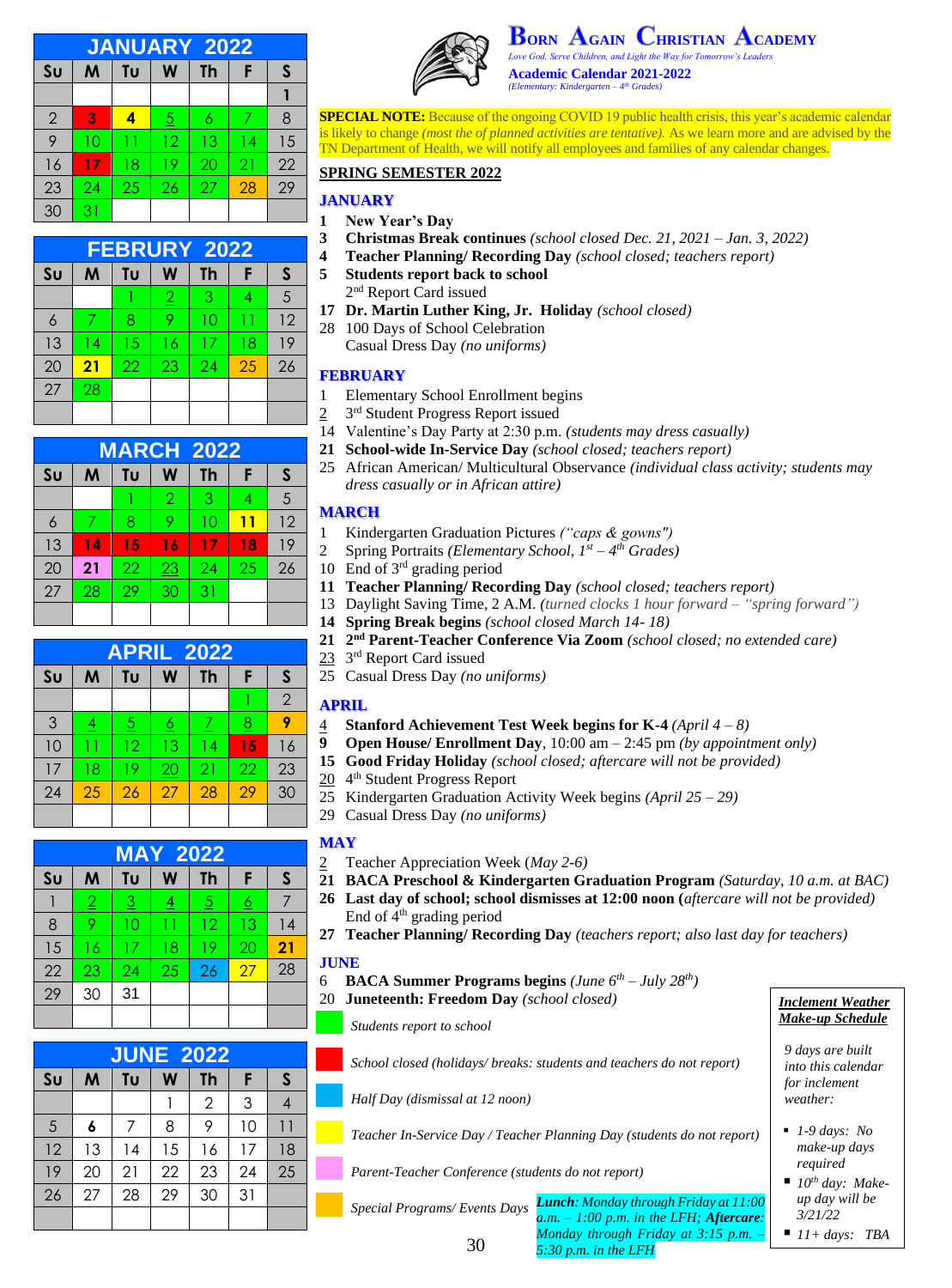# Born Again Christian Academy

*Love God, Serve Children, and Light the Way for Tomorrow's Leaders*

**Academic Calendar 2021-2022**

*(Elementary: Kindergarten – 4th Grades)*

| JANUARY 2022 | | | | | | |
|---|---|---|---|---|---|---|
| Su | M | Tu | W | Th | F | S |
| | | | | | | 1 |
| 2 | 3 | 4 | 5 | 6 | 7 | 8 |
| 9 | 10 | 11 | 12 | 13 | 14 | 15 |
| 16 | 17 | 18 | 19 | 20 | 21 | 22 |
| 23 | 24 | 25 | 26 | 27 | 28 | 29 |
| 30 | 31 | | | | | |

| FEBRURY 2022 | | | | | | |
|---|---|---|---|---|---|---|
| Su | M | Tu | W | Th | F | S |
| | | 1 | 2 | 3 | 4 | 5 |
| 6 | 7 | 8 | 9 | 10 | 11 | 12 |
| 13 | 14 | 15 | 16 | 17 | 18 | 19 |
| 20 | 21 | 22 | 23 | 24 | 25 | 26 |
| 27 | 28 | | | | | |

| MARCH 2022 | | | | | | |
|---|---|---|---|---|---|---|
| Su | M | Tu | W | Th | F | S |
| | | 1 | 2 | 3 | 4 | 5 |
| 6 | 7 | 8 | 9 | 10 | 11 | 12 |
| 13 | 14 | 15 | 16 | 17 | 18 | 19 |
| 20 | 21 | 22 | 23 | 24 | 25 | 26 |
| 27 | 28 | 29 | 30 | 31 | | |

| APRIL 2022 | | | | | | |
|---|---|---|---|---|---|---|
| Su | M | Tu | W | Th | F | S |
| | | | | | 1 | 2 |
| 3 | 4 | 5 | 6 | 7 | 8 | 9 |
| 10 | 11 | 12 | 13 | 14 | 15 | 16 |
| 17 | 18 | 19 | 20 | 21 | 22 | 23 |
| 24 | 25 | 26 | 27 | 28 | 29 | 30 |

| MAY 2022 | | | | | | |
|---|---|---|---|---|---|---|
| Su | M | Tu | W | Th | F | S |
| 1 | 2 | 3 | 4 | 5 | 6 | 7 |
| 8 | 9 | 10 | 11 | 12 | 13 | 14 |
| 15 | 16 | 17 | 18 | 19 | 20 | 21 |
| 22 | 23 | 24 | 25 | 26 | 27 | 28 |
| 29 | 30 | 31 | | | | |

| JUNE 2022 | | | | | | |
|---|---|---|---|---|---|---|
| Su | M | Tu | W | Th | F | S |
| | | | 1 | 2 | 3 | 4 |
| 5 | 6 | 7 | 8 | 9 | 10 | 11 |
| 12 | 13 | 14 | 15 | 16 | 17 | 18 |
| 19 | 20 | 21 | 22 | 23 | 24 | 25 |
| 26 | 27 | 28 | 29 | 30 | 31 | |

**SPECIAL NOTE:** Because of the ongoing COVID 19 public health crisis, this year's academic calendar is likely to change *(most the of planned activities are tentative).* As we learn more and are advised by the TN Department of Health, we will notify all employees and families of any calendar changes.

## SPRING SEMESTER 2022

### JANUARY

1 **New Year's Day**
3 **Christmas Break continues** *(school closed Dec. 21, 2021 – Jan. 3, 2022)*
4 **Teacher Planning/ Recording Day** *(school closed; teachers report)*
5 **Students report back to school**
  2nd Report Card issued
17 **Dr. Martin Luther King, Jr. Holiday** *(school closed)*
28 100 Days of School Celebration
  Casual Dress Day *(no uniforms)*

### FEBRUARY

1 Elementary School Enrollment begins
2 3rd Student Progress Report issued
14 Valentine's Day Party at 2:30 p.m. *(students may dress casually)*
21 **School-wide In-Service Day** *(school closed; teachers report)*
25 African American/ Multicultural Observance *(individual class activity; students may dress casually or in African attire)*

### MARCH

1 Kindergarten Graduation Pictures *("caps & gowns")*
2 Spring Portraits *(Elementary School, 1st – 4th Grades)*
10 End of 3rd grading period
11 **Teacher Planning/ Recording Day** *(school closed; teachers report)*
13 Daylight Saving Time, 2 A.M. *(turned clocks 1 hour forward – "spring forward")*
14 **Spring Break begins** *(school closed March 14- 18)*
21 **2nd Parent-Teacher Conference Via Zoom** *(school closed; no extended care)*
23 3rd Report Card issued
25 Casual Dress Day *(no uniforms)*

### APRIL

4 **Stanford Achievement Test Week begins for K-4** *(April 4 – 8)*
9 **Open House/ Enrollment Day**, 10:00 am – 2:45 pm *(by appointment only)*
15 **Good Friday Holiday** *(school closed; aftercare will not be provided)*
20 4th Student Progress Report
25 Kindergarten Graduation Activity Week begins *(April 25 – 29)*
29 Casual Dress Day *(no uniforms)*

### MAY

2 Teacher Appreciation Week *(May 2-6)*
21 **BACA Preschool & Kindergarten Graduation Program** *(Saturday, 10 a.m. at BAC)*
26 **Last day of school; school dismisses at 12:00 noon (***aftercare will not be provided)*
  End of 4th grading period
27 **Teacher Planning/ Recording Day** *(teachers report; also last day for teachers)*

### JUNE

6 **BACA Summer Programs begins** *(June 6th – July 28th)*
20 **Juneteenth: Freedom Day** *(school closed)*

**Legend:**
- Green: *Students report to school*
- Red: *School closed (holidays/ breaks: students and teachers do not report)*
- Blue: *Half Day (dismissal at 12 noon)*
- Yellow: *Teacher In-Service Day / Teacher Planning Day (students do not report)*
- Pink: *Parent-Teacher Conference (students do not report)*
- Orange: *Special Programs/ Events Days*

***Lunch**: Monday through Friday at 11:00 a.m. – 1:00 p.m. in the LFH; **Aftercare**: Monday through Friday at 3:15 p.m. – 5:30 p.m. in the LFH*

***Inclement Weather Make-up Schedule***

*9 days are built into this calendar for inclement weather:*

- *1-9 days: No make-up days required*
- *10th day: Make-up day will be 3/21/22*
- *11+ days: TBA*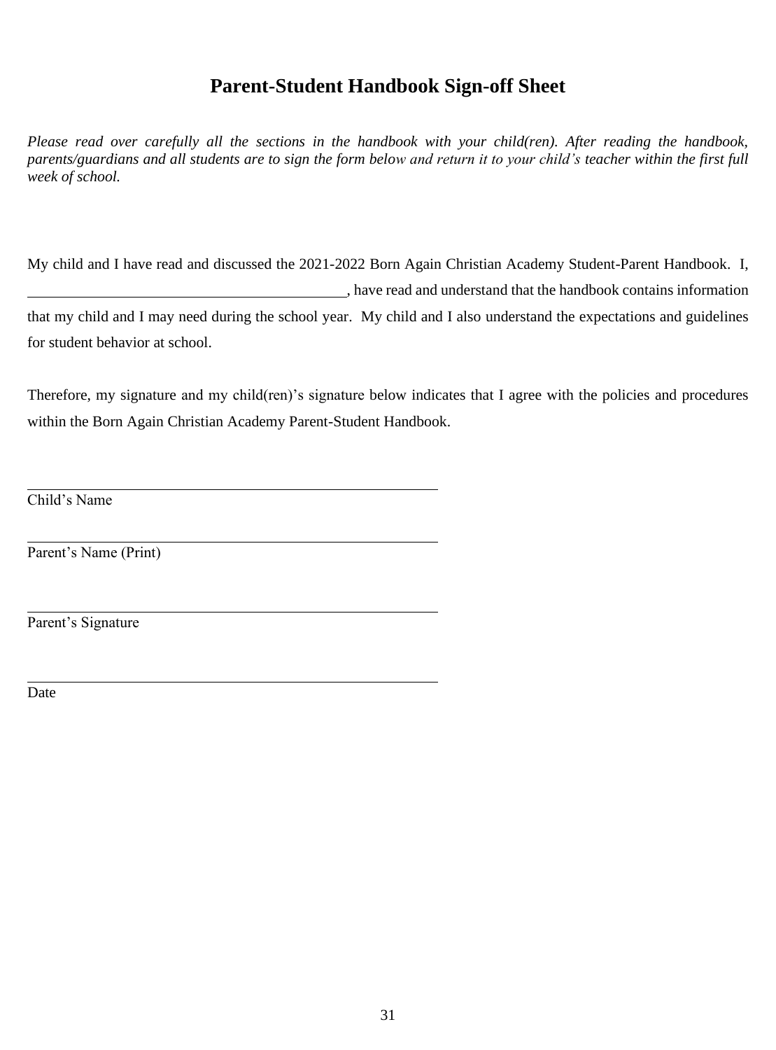## Parent-Student Handbook Sign-off Sheet

*Please read over carefully all the sections in the handbook with your child(ren). After reading the handbook, parents/guardians and all students are to sign the form below and return it to your child's teacher within the first full week of school.*

My child and I have read and discussed the 2021-2022 Born Again Christian Academy Student-Parent Handbook. I, \_\_\_\_\_\_\_\_\_\_\_\_\_\_\_\_\_\_\_\_\_\_\_\_\_\_\_\_\_\_\_\_\_\_\_\_\_\_\_\_\_\_, have read and understand that the handbook contains information that my child and I may need during the school year. My child and I also understand the expectations and guidelines for student behavior at school.

Therefore, my signature and my child(ren)'s signature below indicates that I agree with the policies and procedures within the Born Again Christian Academy Parent-Student Handbook.

\_\_\_\_\_\_\_\_\_\_\_\_\_\_\_\_\_\_\_\_\_\_\_\_\_\_\_\_\_\_\_\_\_\_\_\_\_\_\_\_\_\_\_\_\_\_\_\_\_\_\_\_
Child's Name

\_\_\_\_\_\_\_\_\_\_\_\_\_\_\_\_\_\_\_\_\_\_\_\_\_\_\_\_\_\_\_\_\_\_\_\_\_\_\_\_\_\_\_\_\_\_\_\_\_\_\_\_
Parent's Name (Print)

\_\_\_\_\_\_\_\_\_\_\_\_\_\_\_\_\_\_\_\_\_\_\_\_\_\_\_\_\_\_\_\_\_\_\_\_\_\_\_\_\_\_\_\_\_\_\_\_\_\_\_\_
Parent's Signature

\_\_\_\_\_\_\_\_\_\_\_\_\_\_\_\_\_\_\_\_\_\_\_\_\_\_\_\_\_\_\_\_\_\_\_\_\_\_\_\_\_\_\_\_\_\_\_\_\_\_\_\_
Date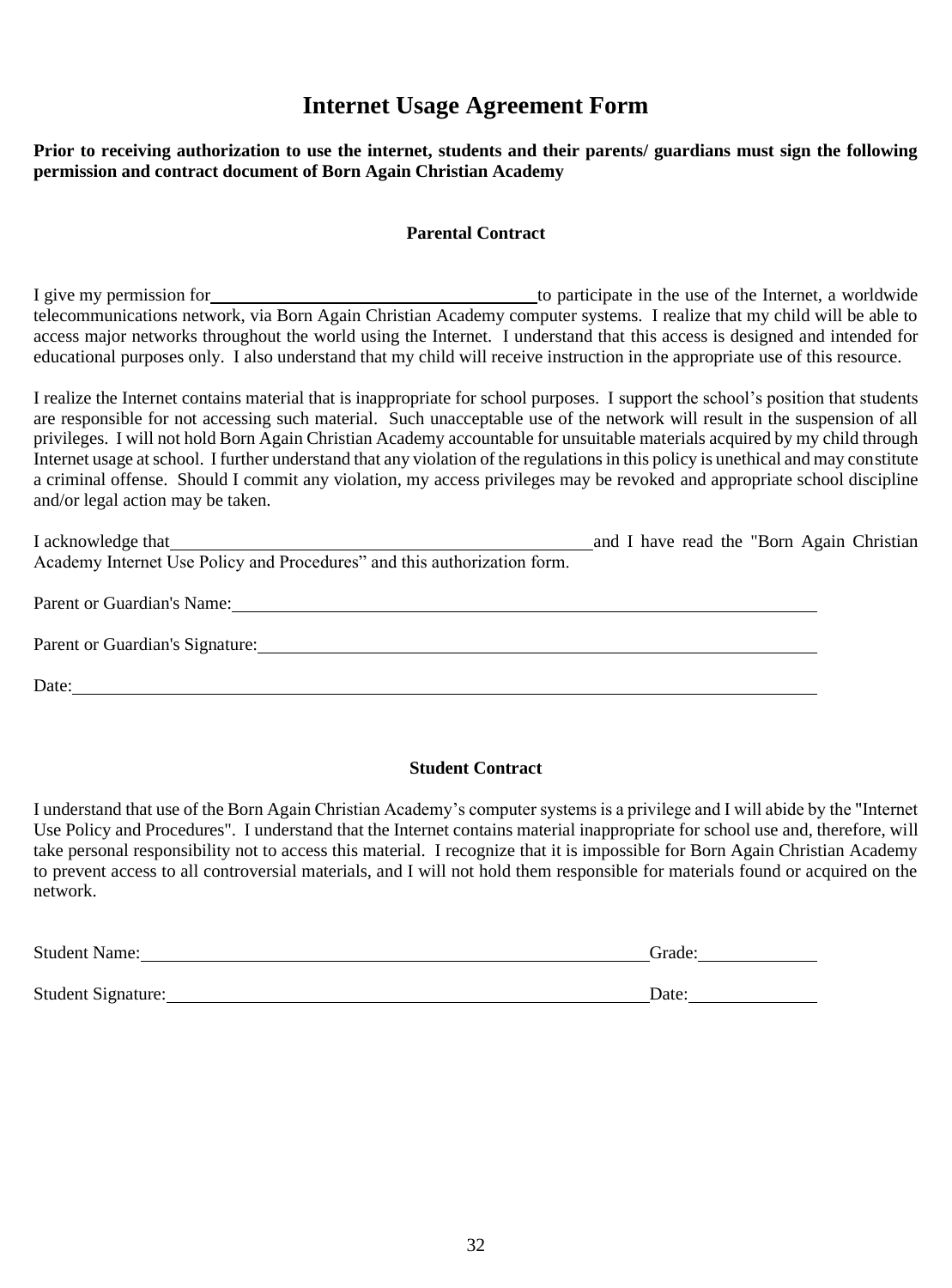# Internet Usage Agreement Form

**Prior to receiving authorization to use the internet, students and their parents/ guardians must sign the following permission and contract document of Born Again Christian Academy**

### Parental Contract

I give my permission for \_\_\_\_\_\_\_\_\_\_\_\_\_\_\_\_\_\_\_\_\_\_\_\_\_\_\_\_\_\_\_\_\_\_\_\_ to participate in the use of the Internet, a worldwide telecommunications network, via Born Again Christian Academy computer systems. I realize that my child will be able to access major networks throughout the world using the Internet. I understand that this access is designed and intended for educational purposes only. I also understand that my child will receive instruction in the appropriate use of this resource.

I realize the Internet contains material that is inappropriate for school purposes. I support the school's position that students are responsible for not accessing such material. Such unacceptable use of the network will result in the suspension of all privileges. I will not hold Born Again Christian Academy accountable for unsuitable materials acquired by my child through Internet usage at school. I further understand that any violation of the regulations in this policy is unethical and may constitute a criminal offense. Should I commit any violation, my access privileges may be revoked and appropriate school discipline and/or legal action may be taken.

I acknowledge that \_\_\_\_\_\_\_\_\_\_\_\_\_\_\_\_\_\_\_\_\_\_\_\_\_\_\_\_\_\_\_\_\_\_\_\_\_\_\_\_\_\_\_\_ and I have read the "Born Again Christian Academy Internet Use Policy and Procedures" and this authorization form.

Parent or Guardian's Name: \_\_\_\_\_\_\_\_\_\_\_\_\_\_\_\_\_\_\_\_\_\_\_\_\_\_\_\_\_\_\_\_\_\_\_\_\_\_\_\_\_\_\_\_\_\_\_\_\_\_\_\_\_\_\_\_\_\_

Parent or Guardian's Signature: \_\_\_\_\_\_\_\_\_\_\_\_\_\_\_\_\_\_\_\_\_\_\_\_\_\_\_\_\_\_\_\_\_\_\_\_\_\_\_\_\_\_\_\_\_\_\_\_\_\_\_\_\_

Date: \_\_\_\_\_\_\_\_\_\_\_\_\_\_\_\_\_\_\_\_\_\_\_\_\_\_\_\_\_\_\_\_\_\_\_\_\_\_\_\_\_\_\_\_\_\_\_\_\_\_\_\_\_\_\_\_\_\_\_\_\_\_\_\_\_\_\_\_\_\_\_\_\_

### Student Contract

I understand that use of the Born Again Christian Academy's computer systems is a privilege and I will abide by the "Internet Use Policy and Procedures". I understand that the Internet contains material inappropriate for school use and, therefore, will take personal responsibility not to access this material. I recognize that it is impossible for Born Again Christian Academy to prevent access to all controversial materials, and I will not hold them responsible for materials found or acquired on the network.

Student Name: \_\_\_\_\_\_\_\_\_\_\_\_\_\_\_\_\_\_\_\_\_\_\_\_\_\_\_\_\_\_\_\_\_\_\_\_\_\_\_\_\_\_\_\_\_\_\_\_ Grade: \_\_\_\_\_\_\_\_\_\_\_

Student Signature: \_\_\_\_\_\_\_\_\_\_\_\_\_\_\_\_\_\_\_\_\_\_\_\_\_\_\_\_\_\_\_\_\_\_\_\_\_\_\_\_\_\_\_\_\_\_ Date: \_\_\_\_\_\_\_\_\_\_\_\_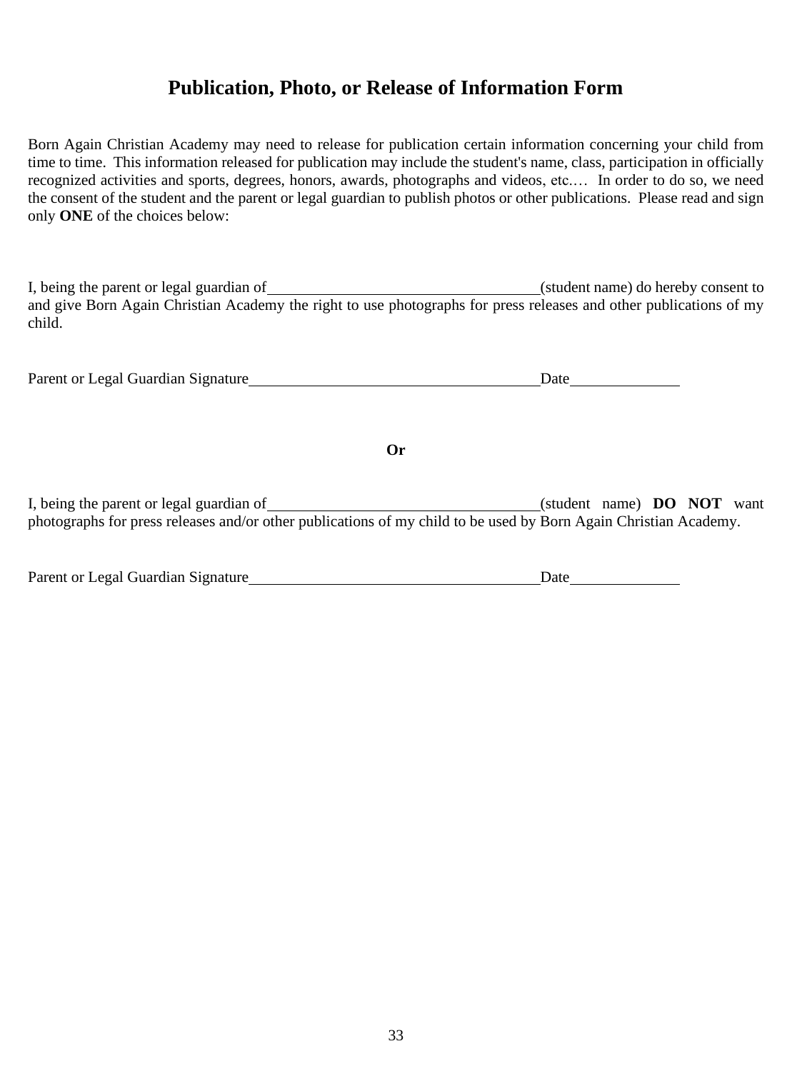# Publication, Photo, or Release of Information Form

Born Again Christian Academy may need to release for publication certain information concerning your child from time to time. This information released for publication may include the student's name, class, participation in officially recognized activities and sports, degrees, honors, awards, photographs and videos, etc.… In order to do so, we need the consent of the student and the parent or legal guardian to publish photos or other publications. Please read and sign only **ONE** of the choices below:

I, being the parent or legal guardian of ____________________________________(student name) do hereby consent to and give Born Again Christian Academy the right to use photographs for press releases and other publications of my child.

Parent or Legal Guardian Signature______________________________________Date______________

**Or**

I, being the parent or legal guardian of ____________________________________(student name) **DO NOT** want photographs for press releases and/or other publications of my child to be used by Born Again Christian Academy.

Parent or Legal Guardian Signature______________________________________Date______________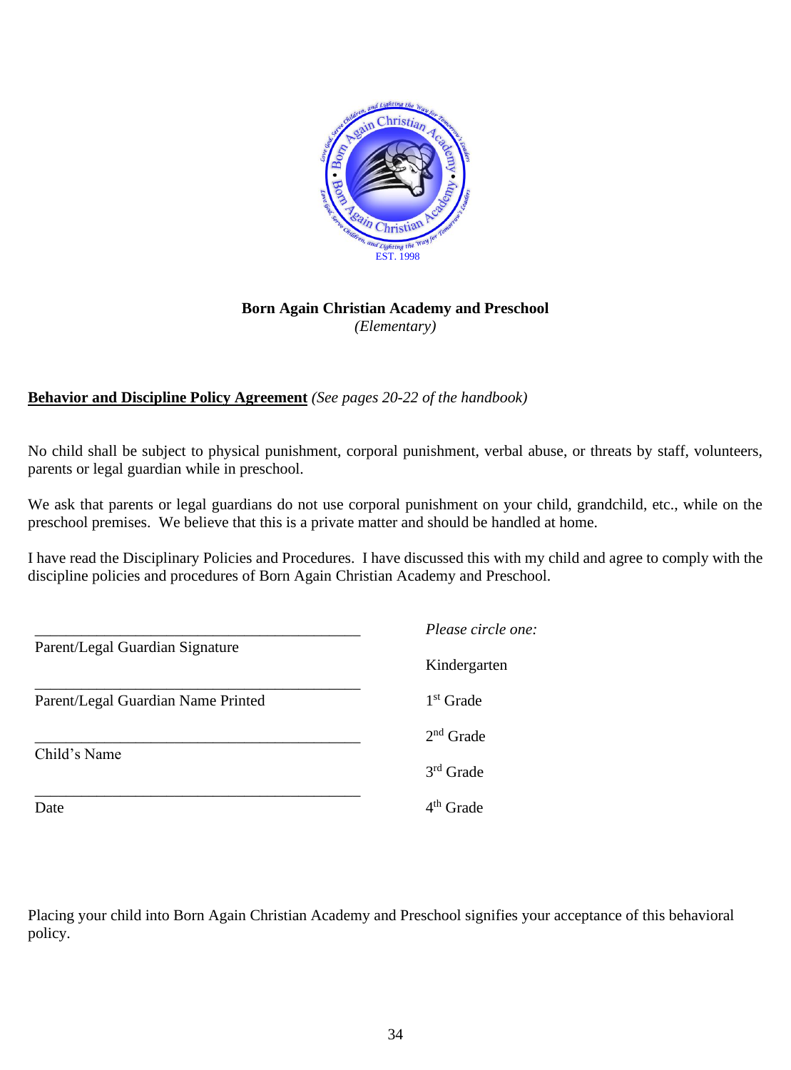**Born Again Christian Academy and Preschool**
*(Elementary)*

**Behavior and Discipline Policy Agreement** *(See pages 20-22 of the handbook)*

No child shall be subject to physical punishment, corporal punishment, verbal abuse, or threats by staff, volunteers, parents or legal guardian while in preschool.

We ask that parents or legal guardians do not use corporal punishment on your child, grandchild, etc., while on the preschool premises. We believe that this is a private matter and should be handled at home.

I have read the Disciplinary Policies and Procedures. I have discussed this with my child and agree to comply with the discipline policies and procedures of Born Again Christian Academy and Preschool.

_____________________________________________
Parent/Legal Guardian Signature

_____________________________________________
Parent/Legal Guardian Name Printed

_____________________________________________
Child's Name

_____________________________________________
Date

*Please circle one:*

Kindergarten

1st Grade

2nd Grade

3rd Grade

4th Grade

Placing your child into Born Again Christian Academy and Preschool signifies your acceptance of this behavioral policy.